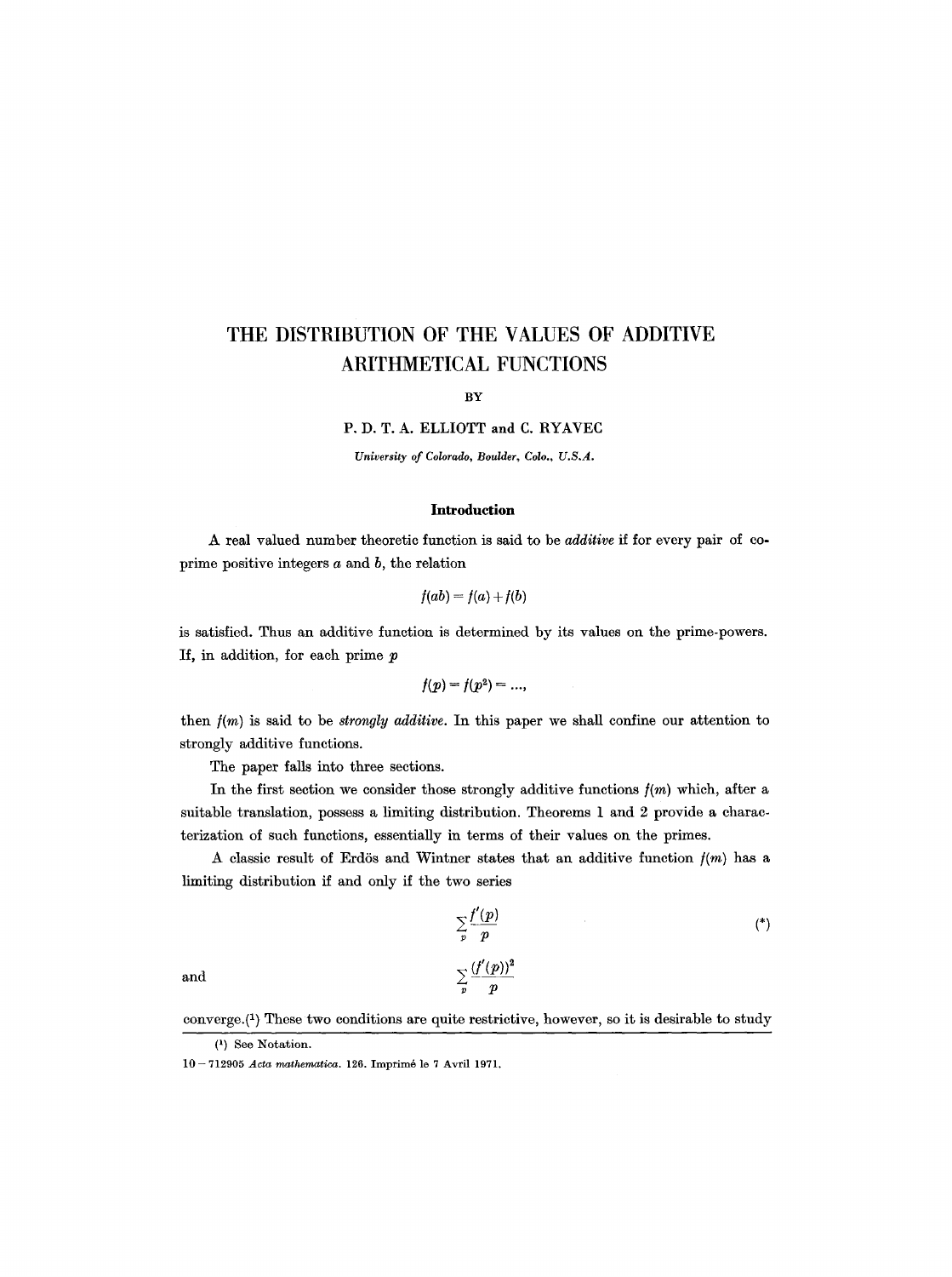# THE DISTRIBUTION OF THE VALUES OF ADDITIVE ARITHMETICAL FUNCTIONS

BY

P. D. T. A. ELLIOTT and C. RYAVEC

*University of Colorado, Boulder, Colo., U.S.A.*

## Introduction

A real valued number theoretic function is said to be *additive* if for every pair of coprime positive integers $a$ and $b$, the relation

$$f(ab) = f(a) + f(b)$$

is satisfied. Thus an additive function is determined by its values on the prime-powers. If, in addition, for each prime $p$

$$f(p) = f(p^2) = \dots,$$

then $f(m)$ is said to be *strongly additive*. In this paper we shall confine our attention to strongly additive functions.

The paper falls into three sections.

In the first section we consider those strongly additive functions $f(m)$ which, after a suitable translation, possess a limiting distribution. Theorems 1 and 2 provide a characterization of such functions, essentially in terms of their values on the primes.

A classic result of Erdös and Wintner states that an additive function $f(m)$ has a limiting distribution if and only if the two series

$$\sum_p \frac{f'(p)}{p} \tag{*}$$

and

$$\sum_p \frac{(f'(p))^2}{p}$$

converge.[1] These two conditions are quite restrictive, however, so it is desirable to study

[1] See Notation.

10 – 712905 *Acta mathematica*. 126. Imprimé le 7 Avril 1971.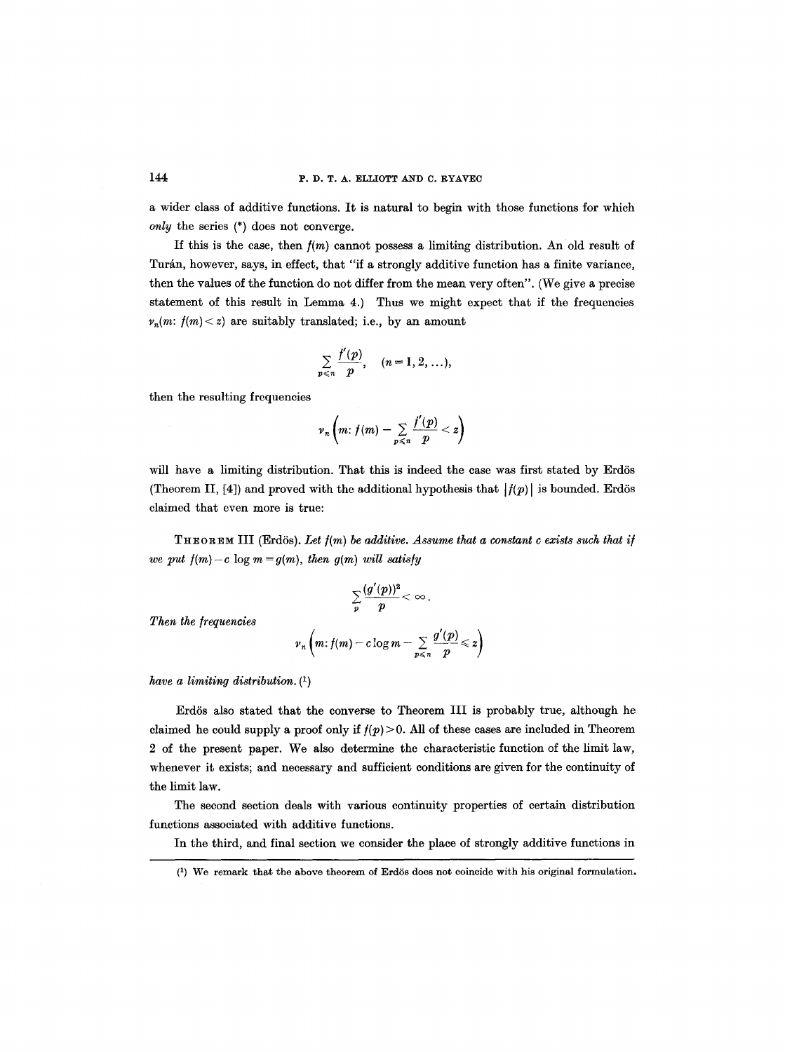a wider class of additive functions. It is natural to begin with those functions for which *only* the series (*) does not converge.

If this is the case, then $f(m)$ cannot possess a limiting distribution. An old result of Turán, however, says, in effect, that "if a strongly additive function has a finite variance, then the values of the function do not differ from the mean very often". (We give a precise statement of this result in Lemma 4.) Thus we might expect that if the frequencies $\nu_n(m: f(m) < z)$ are suitably translated; i.e., by an amount

$$\sum_{p \leqslant n} \frac{f'(p)}{p}, \quad (n = 1, 2, \dots),$$

then the resulting frequencies

$$\nu_n\left(m: f(m) - \sum_{p \leqslant n} \frac{f'(p)}{p} < z\right)$$

will have a limiting distribution. That this is indeed the case was first stated by Erdös (Theorem II, [4]) and proved with the additional hypothesis that $|f(p)|$ is bounded. Erdös claimed that even more is true:

THEOREM III (Erdös). *Let $f(m)$ be additive. Assume that a constant $c$ exists such that if we put $f(m) - c \log m = g(m)$, then $g(m)$ will satisfy*

$$\sum_p \frac{(g'(p))^2}{p} < \infty.$$

*Then the frequencies*

$$\nu_n\left(m: f(m) - c \log m - \sum_{p \leqslant n} \frac{g'(p)}{p} \leqslant z\right)$$

*have a limiting distribution.* (1)

Erdös also stated that the converse to Theorem III is probably true, although he claimed he could supply a proof only if $f(p) > 0$. All of these cases are included in Theorem 2 of the present paper. We also determine the characteristic function of the limit law, whenever it exists; and necessary and sufficient conditions are given for the continuity of the limit law.

The second section deals with various continuity properties of certain distribution functions associated with additive functions.

In the third, and final section we consider the place of strongly additive functions in

(1) We remark that the above theorem of Erdös does not coincide with his original formulation.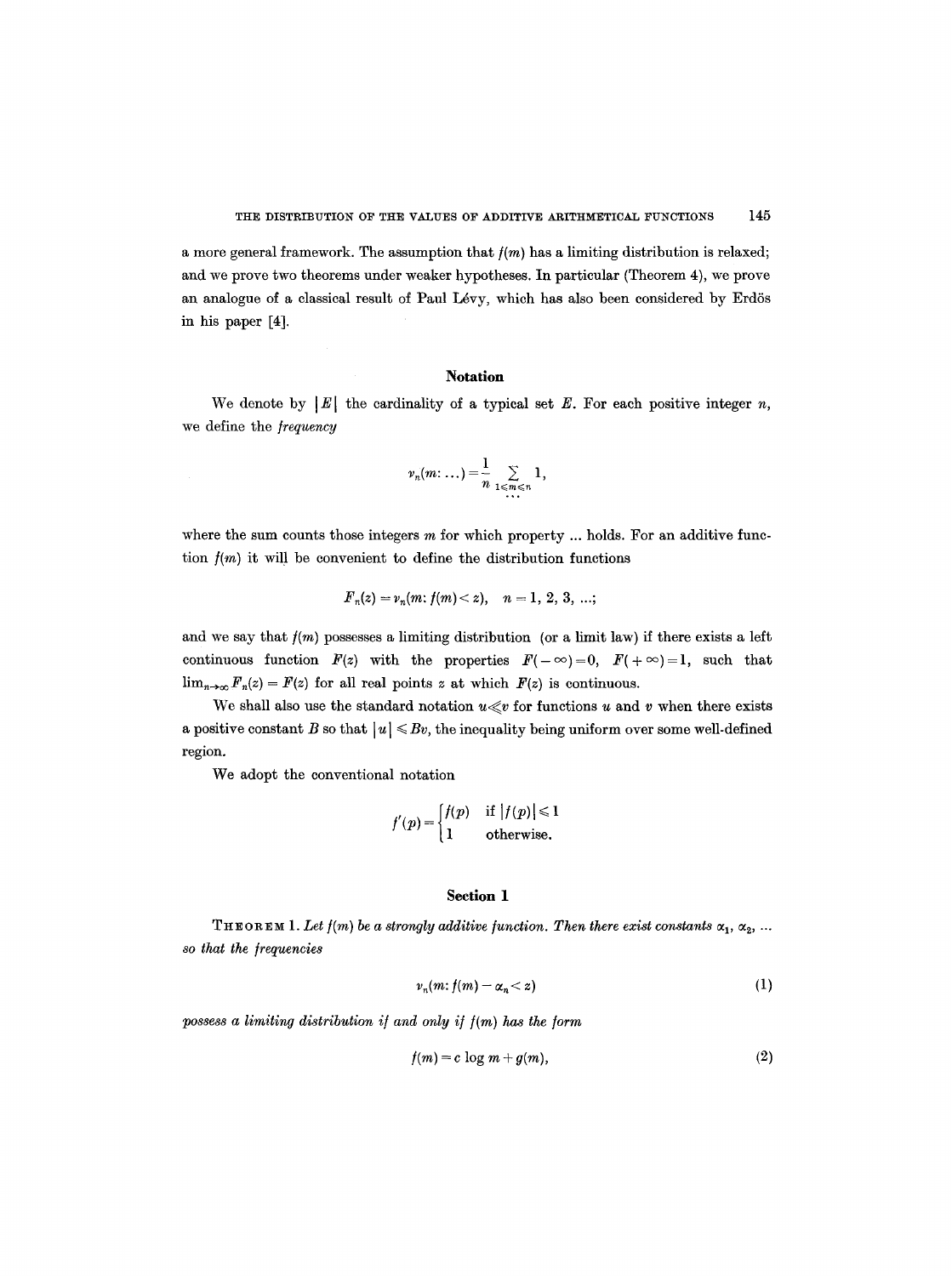a more general framework. The assumption that $f(m)$ has a limiting distribution is relaxed; and we prove two theorems under weaker hypotheses. In particular (Theorem 4), we prove an analogue of a classical result of Paul Lévy, which has also been considered by Erdös in his paper [4].

## Notation

We denote by $|E|$ the cardinality of a typical set $E$. For each positive integer $n$, we define the *frequency*

$$\nu_n(m: \ldots) = \frac{1}{n} \sum_{\substack{1 \leqslant m \leqslant n \\ \ldots}} 1,$$

where the sum counts those integers $m$ for which property ... holds. For an additive function $f(m)$ it will be convenient to define the distribution functions

$$F_n(z) = \nu_n(m: f(m) < z), \quad n = 1, 2, 3, \ldots;$$

and we say that $f(m)$ possesses a limiting distribution (or a limit law) if there exists a left continuous function $F(z)$ with the properties $F(-\infty) = 0$, $F(+\infty) = 1$, such that $\lim_{n\to\infty} F_n(z) = F(z)$ for all real points $z$ at which $F(z)$ is continuous.

We shall also use the standard notation $u \ll v$ for functions $u$ and $v$ when there exists a positive constant $B$ so that $|u| \leqslant Bv$, the inequality being uniform over some well-defined region.

We adopt the conventional notation

$$f'(p) = \begin{cases} f(p) & \text{if } |f(p)| \leqslant 1 \\ 1 & \text{otherwise.} \end{cases}$$

## Section 1

THEOREM 1. *Let $f(m)$ be a strongly additive function. Then there exist constants $\alpha_1, \alpha_2, \ldots$ so that the frequencies*

$$\nu_n(m: f(m) - \alpha_n < z) \tag{1}$$

*possess a limiting distribution if and only if $f(m)$ has the form*

$$f(m) = c \log m + g(m), \tag{2}$$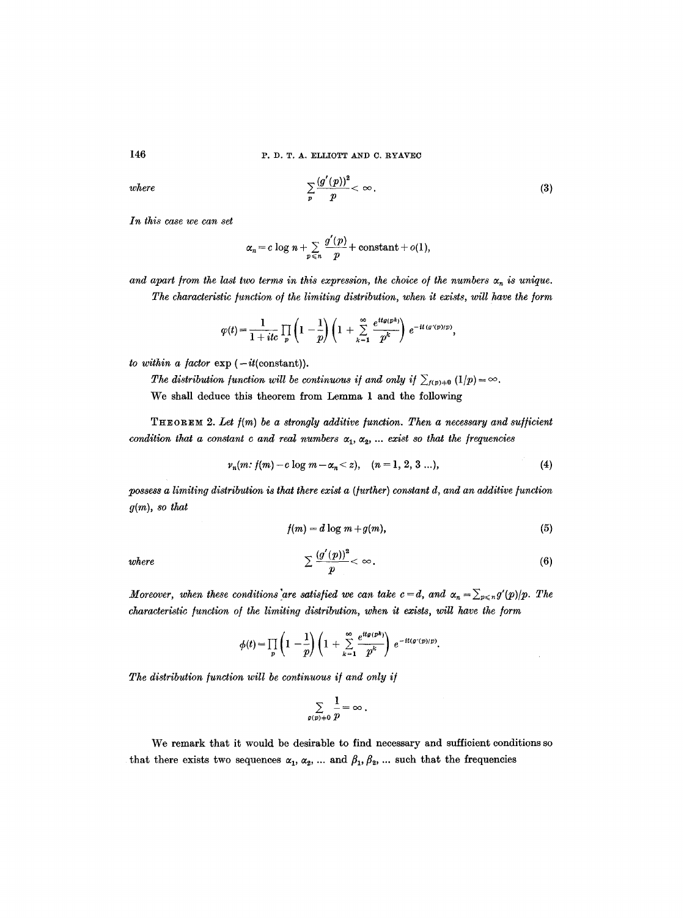*where*

$$\sum_{p} \frac{(g'(p))^2}{p} < \infty. \tag{3}$$

*In this case we can set*

$$\alpha_n = c \log n + \sum_{p \leqslant n} \frac{g'(p)}{p} + \text{constant} + o(1),$$

*and apart from the last two terms in this expression, the choice of the numbers $\alpha_n$ is unique.*

*The characteristic function of the limiting distribution, when it exists, will have the form*

$$\varphi(t) = \frac{1}{1+itc} \prod_{p} \left(1 - \frac{1}{p}\right) \left(1 + \sum_{k=1}^{\infty} \frac{e^{itg(p^k)}}{p^k}\right) e^{-it(g'(p)/p)},$$

*to within a factor* $\exp(-it(\text{constant}))$.

*The distribution function will be continuous if and only if* $\sum_{f(p)\neq 0} (1/p) = \infty$.

We shall deduce this theorem from Lemma 1 and the following

THEOREM 2. *Let $f(m)$ be a strongly additive function. Then a necessary and sufficient condition that a constant $c$ and real numbers $\alpha_1, \alpha_2, \ldots$ exist so that the frequencies*

$$\nu_n(m: f(m) - c \log m - \alpha_n < z), \quad (n = 1, 2, 3 \ldots), \tag{4}$$

*possess a limiting distribution is that there exist a (further) constant $d$, and an additive function $g(m)$, so that*

$$f(m) = d \log m + g(m), \tag{5}$$

*where*

$$\sum \frac{(g'(p))^2}{p} < \infty. \tag{6}$$

*Moreover, when these conditions are satisfied we can take $c = d$, and $\alpha_n = \sum_{p \leqslant n} g'(p)/p$. The characteristic function of the limiting distribution, when it exists, will have the form*

$$\phi(t) = \prod_{p} \left(1 - \frac{1}{p}\right) \left(1 + \sum_{k=1}^{\infty} \frac{e^{itg(p^k)}}{p^k}\right) e^{-it(g'(p)/p)}.$$

*The distribution function will be continuous if and only if*

$$\sum_{g(p)\neq 0} \frac{1}{p} = \infty.$$

We remark that it would be desirable to find necessary and sufficient conditions so that there exists two sequences $\alpha_1, \alpha_2, \ldots$ and $\beta_1, \beta_2, \ldots$ such that the frequencies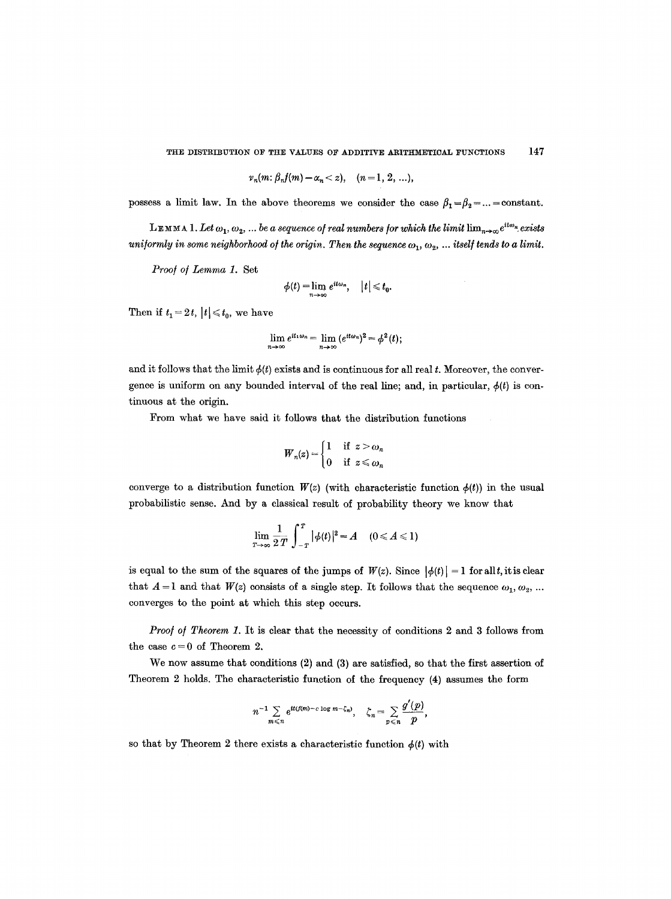$$\nu_n(m: \beta_n f(m) - \alpha_n < z), \quad (n = 1, 2, \ldots),$$

possess a limit law. In the above theorems we consider the case $\beta_1 = \beta_2 = \ldots = \text{constant}$.

**Lemma 1.** *Let $\omega_1, \omega_2, \ldots$ be a sequence of real numbers for which the limit $\lim_{n\to\infty} e^{it\omega_n}$ exists uniformly in some neighborhood of the origin. Then the sequence $\omega_1, \omega_2, \ldots$ itself tends to a limit.*

*Proof of Lemma 1.* Set

$$\phi(t) = \lim_{n\to\infty} e^{it\omega_n}, \quad |t| \leqslant t_0.$$

Then if $t_1 = 2t$, $|t| \leqslant t_0$, we have

$$\lim_{n\to\infty} e^{it_1\omega_n} = \lim_{n\to\infty} (e^{it\omega_n})^2 = \phi^2(t);$$

and it follows that the limit $\phi(t)$ exists and is continuous for all real $t$. Moreover, the convergence is uniform on any bounded interval of the real line; and, in particular, $\phi(t)$ is continuous at the origin.

From what we have said it follows that the distribution functions

$$W_n(z) = \begin{cases} 1 & \text{if } z > \omega_n \\ 0 & \text{if } z \leqslant \omega_n \end{cases}$$

converge to a distribution function $W(z)$ (with characteristic function $\phi(t)$) in the usual probabilistic sense. And by a classical result of probability theory we know that

$$\lim_{T\to\infty} \frac{1}{2T} \int_{-T}^{T} |\phi(t)|^2 = A \quad (0 \leqslant A \leqslant 1)$$

is equal to the sum of the squares of the jumps of $W(z)$. Since $|\phi(t)| = 1$ for all $t$, it is clear that $A = 1$ and that $W(z)$ consists of a single step. It follows that the sequence $\omega_1, \omega_2, \ldots$ converges to the point at which this step occurs.

*Proof of Theorem 1.* It is clear that the necessity of conditions 2 and 3 follows from the case $c = 0$ of Theorem 2.

We now assume that conditions (2) and (3) are satisfied, so that the first assertion of Theorem 2 holds. The characteristic function of the frequency (4) assumes the form

$$n^{-1} \sum_{m \leqslant n} e^{it(f(m) - c \log m - \zeta_n)}, \quad \zeta_n = \sum_{p \leqslant n} \frac{g'(p)}{p},$$

so that by Theorem 2 there exists a characteristic function $\phi(t)$ with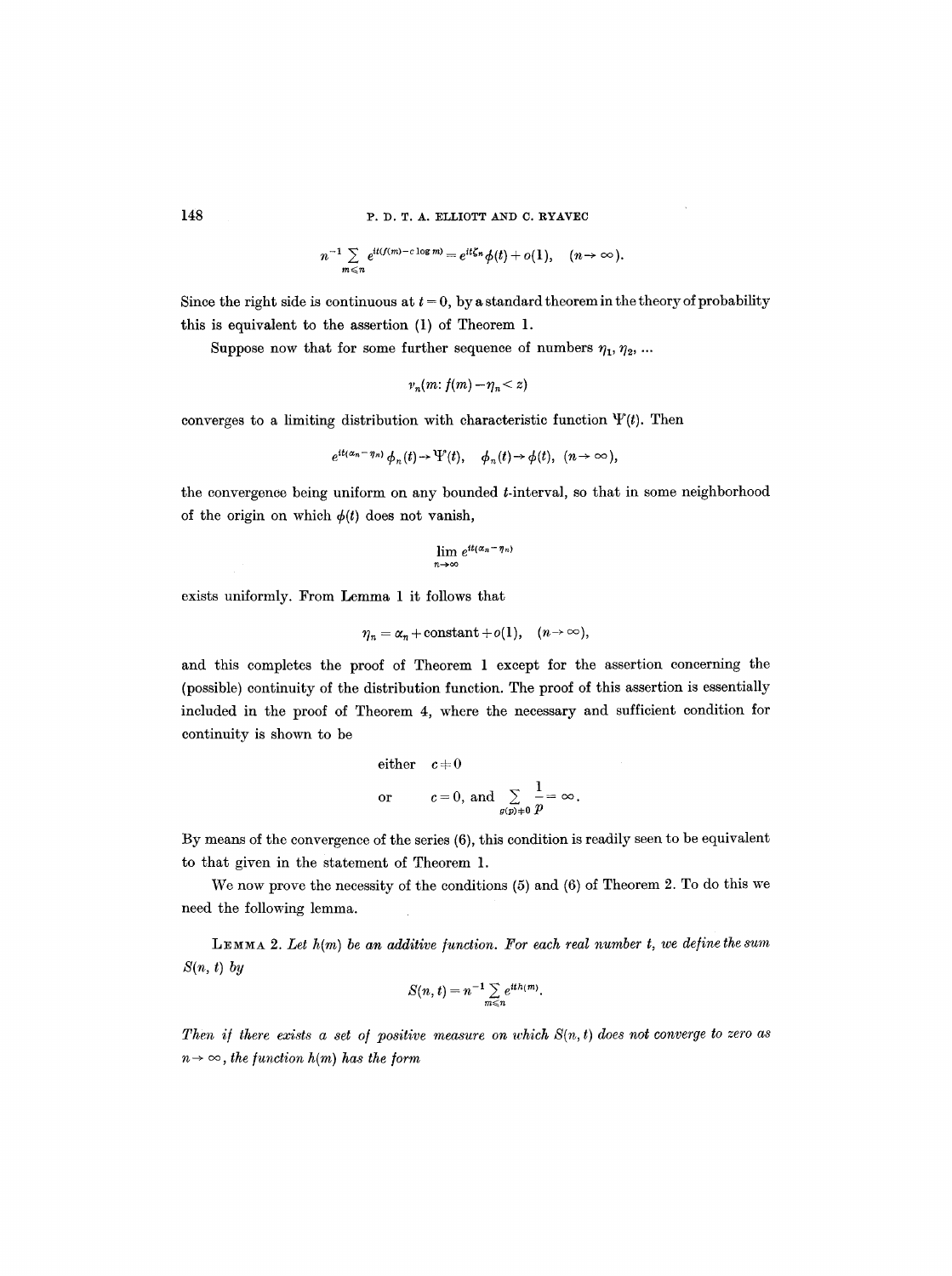$$n^{-1} \sum_{m \leq n} e^{it(f(m) - c \log m)} = e^{it\zeta_n} \phi(t) + o(1), \quad (n \to \infty).$$

Since the right side is continuous at $t = 0$, by a standard theorem in the theory of probability this is equivalent to the assertion (1) of Theorem 1.

Suppose now that for some further sequence of numbers $\eta_1, \eta_2, \ldots$

$$\nu_n(m: f(m) - \eta_n < z)$$

converges to a limiting distribution with characteristic function $\Psi(t)$. Then

$$e^{it(\alpha_n - \eta_n)} \phi_n(t) \to \Psi(t), \quad \phi_n(t) \to \phi(t), \quad (n \to \infty),$$

the convergence being uniform on any bounded $t$-interval, so that in some neighborhood of the origin on which $\phi(t)$ does not vanish,

$$\lim_{n \to \infty} e^{it(\alpha_n - \eta_n)}$$

exists uniformly. From Lemma 1 it follows that

$$\eta_n = \alpha_n + \text{constant} + o(1), \quad (n \to \infty),$$

and this completes the proof of Theorem 1 except for the assertion concerning the (possible) continuity of the distribution function. The proof of this assertion is essentially included in the proof of Theorem 4, where the necessary and sufficient condition for continuity is shown to be

$$\text{either} \quad c \neq 0$$

$$\text{or} \qquad c = 0, \text{ and } \sum_{g(p) \neq 0} \frac{1}{p} = \infty.$$

By means of the convergence of the series (6), this condition is readily seen to be equivalent to that given in the statement of Theorem 1.

We now prove the necessity of the conditions (5) and (6) of Theorem 2. To do this we need the following lemma.

LEMMA 2. *Let $h(m)$ be an additive function. For each real number $t$, we define the sum $S(n, t)$ by*

$$S(n, t) = n^{-1} \sum_{m \leq n} e^{ith(m)}.$$

*Then if there exists a set of positive measure on which $S(n, t)$ does not converge to zero as $n \to \infty$, the function $h(m)$ has the form*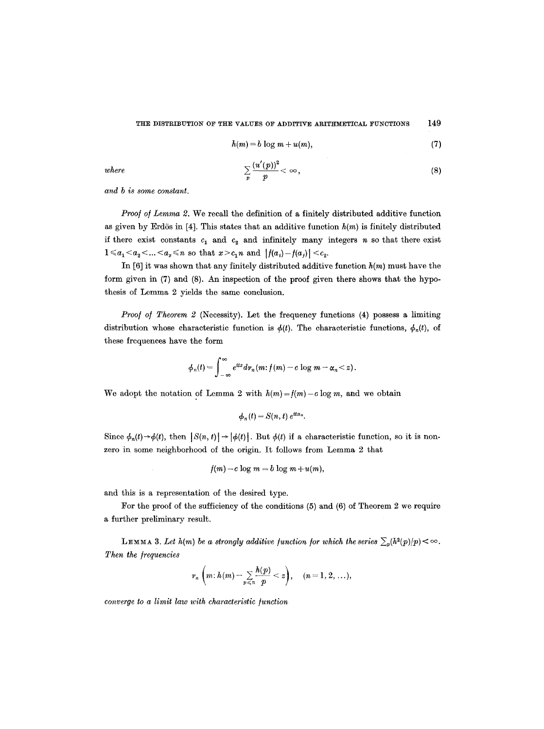$$h(m) = b \log m + u(m), \tag{7}$$

*where*

$$\sum_p \frac{(u'(p))^2}{p} < \infty, \tag{8}$$

*and $b$ is some constant.*

*Proof of Lemma 2.* We recall the definition of a finitely distributed additive function as given by Erdös in [4]. This states that an additive function $h(m)$ is finitely distributed if there exist constants $c_1$ and $c_2$ and infinitely many integers $n$ so that there exist $1 \leqslant a_1 < a_2 < \ldots < a_x \leqslant n$ so that $x > c_1 n$ and $|f(a_i) - f(a_j)| < c_2$.

In [6] it was shown that any finitely distributed additive function $h(m)$ must have the form given in (7) and (8). An inspection of the proof given there shows that the hypothesis of Lemma 2 yields the same conclusion.

*Proof of Theorem 2* (Necessity). Let the frequency functions (4) possess a limiting distribution whose characteristic function is $\phi(t)$. The characteristic functions, $\phi_n(t)$, of these frequences have the form

$$\phi_n(t) = \int_{-\infty}^{\infty} e^{itz} d\nu_n(m: f(m) - c \log m - \alpha_n < z).$$

We adopt the notation of Lemma 2 with $h(m) = f(m) - c \log m$, and we obtain

$$\phi_n(t) = S(n, t)\, e^{it\alpha_n}.$$

Since $\phi_n(t) \to \phi(t)$, then $|S(n, t)| \to |\phi(t)|$. But $\phi(t)$ if a characteristic function, so it is non-zero in some neighborhood of the origin. It follows from Lemma 2 that

$$f(m) - c \log m = b \log m + u(m),$$

and this is a representation of the desired type.

For the proof of the sufficiency of the conditions (5) and (6) of Theorem 2 we require a further preliminary result.

LEMMA 3. *Let $h(m)$ be a strongly additive function for which the series $\sum_p (h^2(p)/p) < \infty$. Then the frequencies*

$$\nu_n\left(m: h(m) - \sum_{p \leqslant n} \frac{h(p)}{p} < z\right), \quad (n = 1, 2, \ldots),$$

*converge to a limit law with characteristic function*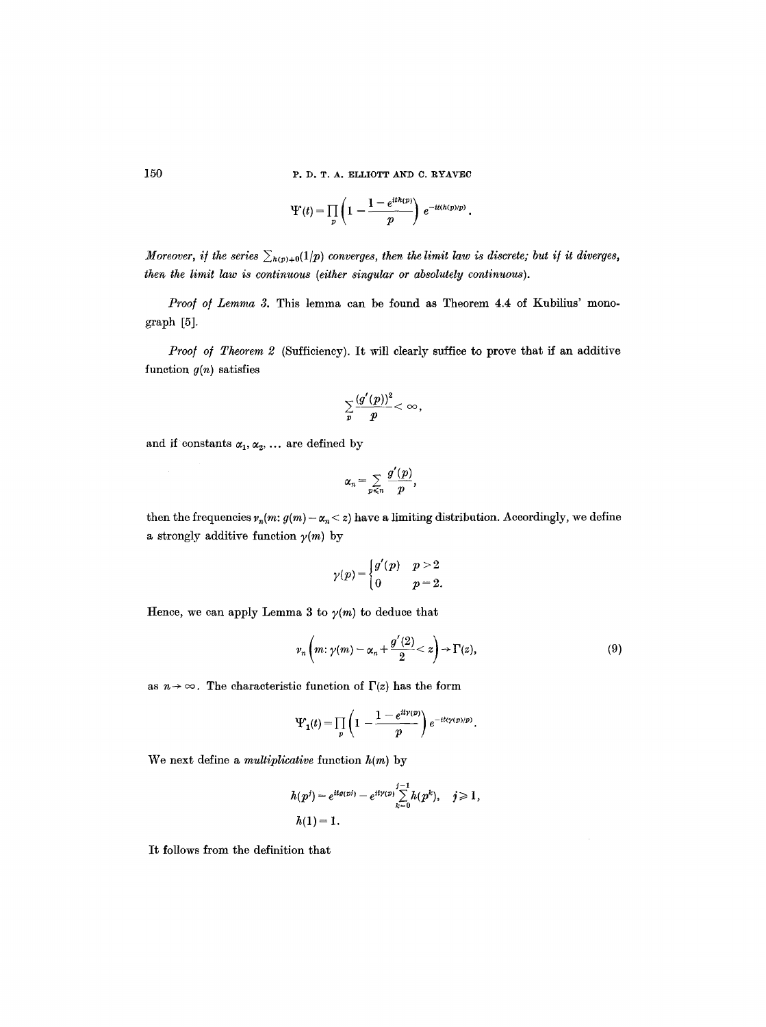$$\Psi(t)=\prod_p\left(1-\frac{1-e^{ith(p)}}{p}\right)e^{-it(h(p)/p)}.$$

*Moreover, if the series* $\sum_{h(p)\neq 0}(1/p)$ *converges, then the limit law is discrete; but if it diverges, then the limit law is continuous (either singular or absolutely continuous).*

*Proof of Lemma 3.* This lemma can be found as Theorem 4.4 of Kubilius' monograph [5].

*Proof of Theorem 2* (Sufficiency). It will clearly suffice to prove that if an additive function $g(n)$ satisfies

$$\sum_p \frac{(g'(p))^2}{p}<\infty,$$

and if constants $\alpha_1, \alpha_2, \ldots$ are defined by

$$\alpha_n=\sum_{p\leqslant n}\frac{g'(p)}{p},$$

then the frequencies $\nu_n(m: g(m)-\alpha_n<z)$ have a limiting distribution. Accordingly, we define a strongly additive function $\gamma(m)$ by

$$\gamma(p)=\begin{cases} g'(p) & p>2\\ 0 & p=2.\end{cases}$$

Hence, we can apply Lemma 3 to $\gamma(m)$ to deduce that

$$\nu_n\left(m: \gamma(m)-\alpha_n+\frac{g'(2)}{2}<z\right)\to\Gamma(z), \tag{9}$$

as $n\to\infty$. The characteristic function of $\Gamma(z)$ has the form

$$\Psi_1(t)=\prod_p\left(1-\frac{1-e^{it\gamma(p)}}{p}\right)e^{-it(\gamma(p)/p)}.$$

We next define a *multiplicative* function $h(m)$ by

$$h(p^j)=e^{itg(p^j)}-e^{it\gamma(p)}\sum_{k=0}^{j-1}h(p^k), \quad j\geqslant 1,$$

$$h(1)=1.$$

It follows from the definition that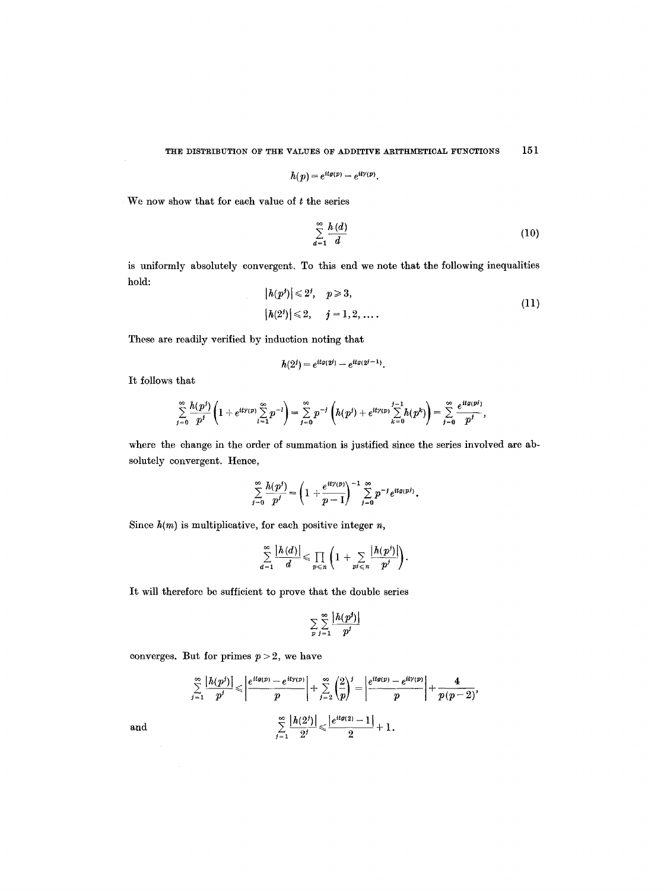$$h(p) = e^{itg(p)} - e^{it\gamma(p)}.$$

We now show that for each value of $t$ the series

$$\sum_{d=1}^{\infty} \frac{h(d)}{d} \tag{10}$$

is uniformly absolutely convergent. To this end we note that the following inequalities hold:

$$\begin{aligned} |h(p^j)| &\leqslant 2^j, \quad p \geqslant 3, \\ |h(2^j)| &\leqslant 2, \quad j = 1, 2, \ldots. \end{aligned} \tag{11}$$

These are readily verified by induction noting that

$$h(2^j) = e^{itg(2^j)} - e^{itg(2^{j-1})}.$$

It follows that

$$\sum_{j=0}^{\infty} \frac{h(p^j)}{p^j}\left(1 + e^{it\gamma(p)} \sum_{l=1}^{\infty} p^{-l}\right) = \sum_{j=0}^{\infty} p^{-j}\left(h(p^j) + e^{it\gamma(p)} \sum_{k=0}^{j-1} h(p^k)\right) = \sum_{j=0}^{\infty} \frac{e^{itg(p^j)}}{p^j},$$

where the change in the order of summation is justified since the series involved are absolutely convergent. Hence,

$$\sum_{j=0}^{\infty} \frac{h(p^j)}{p^j} = \left(1 + \frac{e^{it\gamma(p)}}{p-1}\right)^{-1} \sum_{j=0}^{\infty} p^{-j} e^{itg(p^j)}.$$

Since $h(m)$ is multiplicative, for each positive integer $n$,

$$\sum_{d=1}^{\infty} \frac{|h(d)|}{d} \leqslant \prod_{p \leqslant n}\left(1 + \sum_{p^j \leqslant n} \frac{|h(p^j)|}{p^j}\right).$$

It will therefore be sufficient to prove that the double series

$$\sum_{p} \sum_{j=1}^{\infty} \frac{|h(p^j)|}{p^j}$$

converges. But for primes $p > 2$, we have

$$\sum_{j=1}^{\infty} \frac{|h(p^j)|}{p^j} \leqslant \left|\frac{e^{itg(p)} - e^{it\gamma(p)}}{p}\right| + \sum_{j=2}^{\infty}\left(\frac{2}{p}\right)^j = \left|\frac{e^{itg(p)} - e^{it\gamma(p)}}{p}\right| + \frac{4}{p(p-2)},$$

and

$$\sum_{j=1}^{\infty} \frac{|h(2^j)|}{2^j} \leqslant \frac{|e^{itg(2)} - 1|}{2} + 1.$$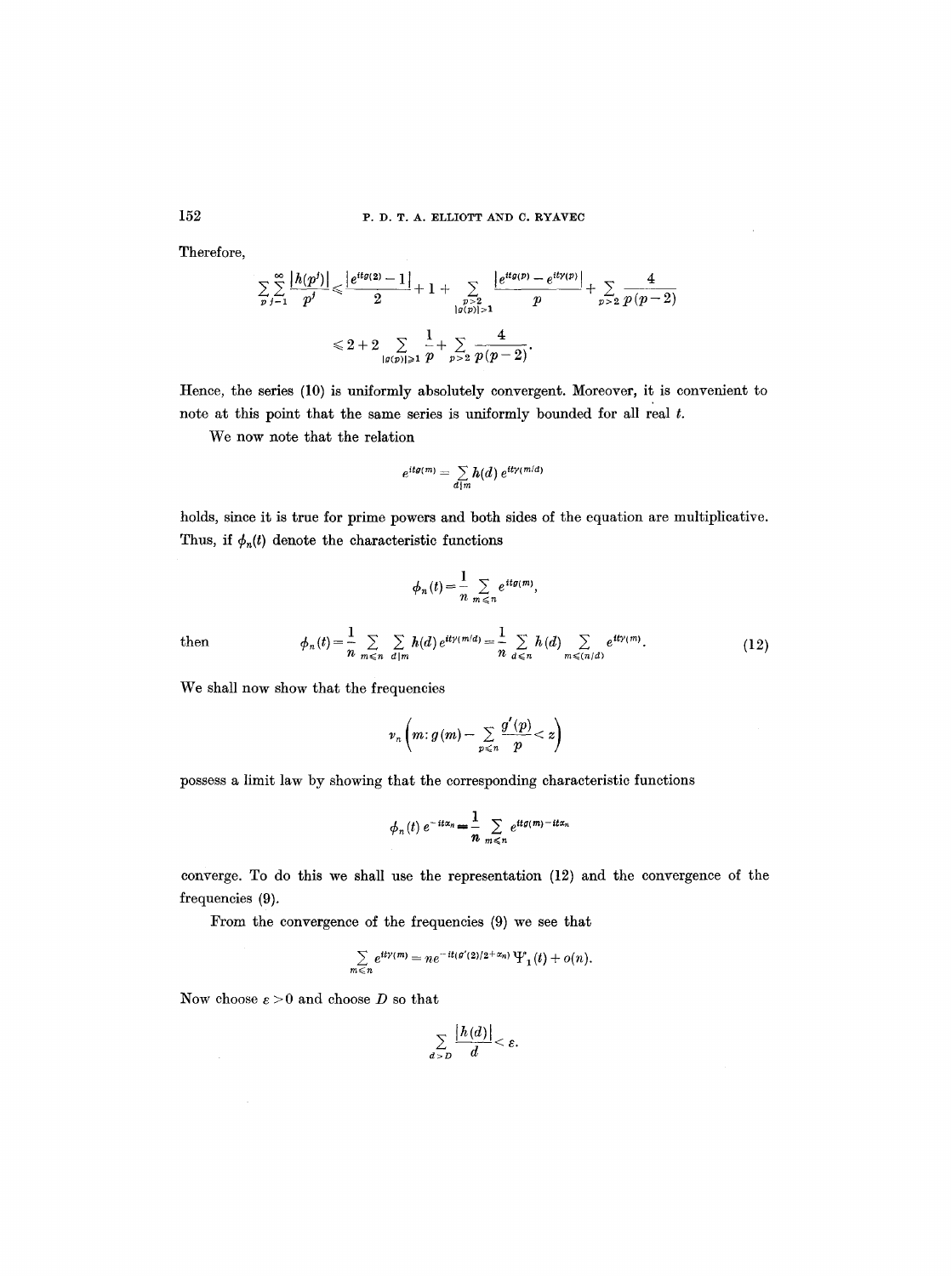Therefore,

$$\sum_p \sum_{j=1}^{\infty} \frac{|h(p^j)|}{p^j} \leqslant \frac{|e^{itg(2)}-1|}{2} + 1 + \sum_{\substack{p>2 \\ |g(p)|>1}} \frac{|e^{itg(p)} - e^{it\gamma(p)}|}{p} + \sum_{p>2} \frac{4}{p(p-2)}$$

$$\leqslant 2 + 2 \sum_{|g(p)|\geqslant 1} \frac{1}{p} + \sum_{p>2} \frac{4}{p(p-2)}.$$

Hence, the series (10) is uniformly absolutely convergent. Moreover, it is convenient to note at this point that the same series is uniformly bounded for all real $t$.

We now note that the relation

$$e^{itg(m)} = \sum_{d|m} h(d)\, e^{it\gamma(m/d)}$$

holds, since it is true for prime powers and both sides of the equation are multiplicative. Thus, if $\phi_n(t)$ denote the characteristic functions

$$\phi_n(t) = \frac{1}{n} \sum_{m \leqslant n} e^{itg(m)},$$

then

$$\phi_n(t) = \frac{1}{n} \sum_{m \leqslant n} \sum_{d|m} h(d)\, e^{it\gamma(m/d)} = \frac{1}{n} \sum_{d \leqslant n} h(d) \sum_{m \leqslant (n/d)} e^{it\gamma(m)}. \tag{12}$$

We shall now show that the frequencies

$$\nu_n\left(m : g(m) - \sum_{p \leqslant n} \frac{g'(p)}{p} < z\right)$$

possess a limit law by showing that the corresponding characteristic functions

$$\phi_n(t)\, e^{-it\alpha_n} = \frac{1}{n} \sum_{m \leqslant n} e^{itg(m) - it\alpha_n}$$

converge. To do this we shall use the representation (12) and the convergence of the frequencies (9).

From the convergence of the frequencies (9) we see that

$$\sum_{m \leqslant n} e^{it\gamma(m)} = n e^{-it(g'(2)/2 + \alpha_n)}\, \Psi_1(t) + o(n).$$

Now choose $\varepsilon > 0$ and choose $D$ so that

$$\sum_{d > D} \frac{|h(d)|}{d} < \varepsilon.$$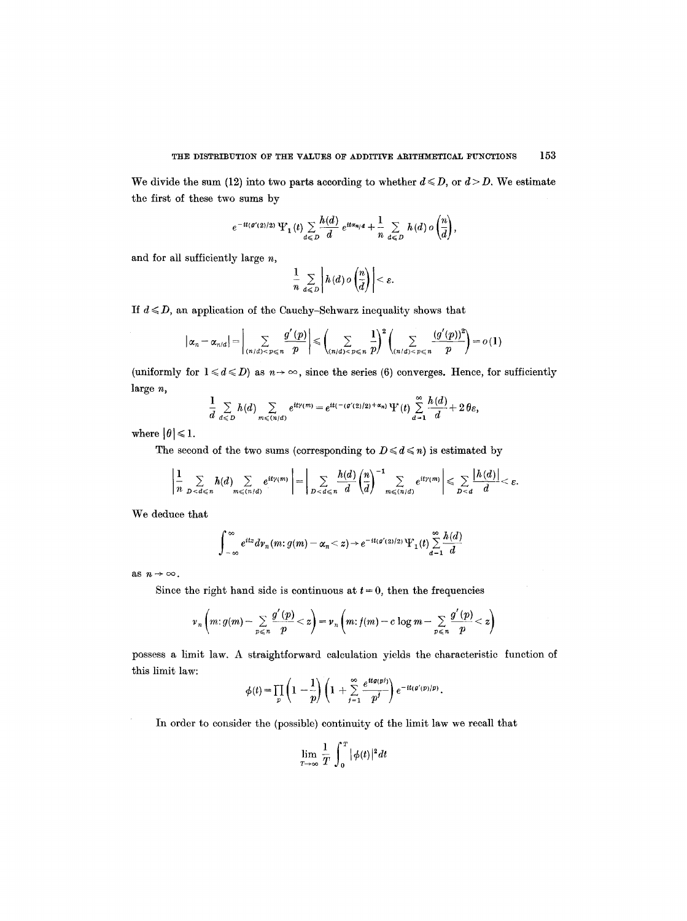We divide the sum (12) into two parts according to whether $d \leqslant D$, or $d > D$. We estimate the first of these two sums by

$$e^{-it(g'(2)/2)}\Psi_1(t)\sum_{d\leqslant D}\frac{h(d)}{d}e^{it\alpha_{n/d}}+\frac{1}{n}\sum_{d\leqslant D}h(d)\,o\left(\frac{n}{d}\right),$$

and for all sufficiently large $n$,

$$\frac{1}{n}\sum_{d\leqslant D}\left|h(d)\,o\left(\frac{n}{d}\right)\right|<\varepsilon.$$

If $d \leqslant D$, an application of the Cauchy-Schwarz inequality shows that

$$\left|\alpha_n-\alpha_{n/d}\right|=\left|\sum_{(n/d)<p\leqslant n}\frac{g'(p)}{p}\right|\leqslant\left(\sum_{(n/d)<p\leqslant n}\frac{1}{p}\right)^2\left(\sum_{(n/d)<p\leqslant n}\frac{(g'(p))^2}{p}\right)=o(1)$$

(uniformly for $1 \leqslant d \leqslant D$) as $n \to \infty$, since the series (6) converges. Hence, for sufficiently large $n$,

$$\frac{1}{d}\sum_{d\leqslant D}h(d)\sum_{m\leqslant(n/d)}e^{it\gamma(m)}=e^{it(-(g'(2)/2)+\alpha_n)}\Psi^*(t)\sum_{d=1}^{\infty}\frac{h(d)}{d}+2\theta\varepsilon,$$

where $|\theta| \leqslant 1$.

The second of the two sums (corresponding to $D \leqslant d \leqslant n$) is estimated by

$$\left|\frac{1}{n}\sum_{D<d\leqslant n}h(d)\sum_{m\leqslant(n/d)}e^{it\gamma(m)}\right|=\left|\sum_{D<d\leqslant n}\frac{h(d)}{d}\left(\frac{n}{d}\right)^{-1}\sum_{m\leqslant(n/d)}e^{it\gamma(m)}\right|\leqslant\sum_{D<d}\frac{|h(d)|}{d}<\varepsilon.$$

We deduce that

$$\int_{-\infty}^{\infty}e^{itz}d\nu_n(m\colon g(m)-\alpha_n<z)\to e^{-it(g'(2)/2)}\Psi_1(t)\sum_{d=1}^{\infty}\frac{h(d)}{d}$$

as $n \to \infty$.

Since the right hand side is continuous at $t = 0$, then the frequencies

$$\nu_n\left(m\colon g(m)-\sum_{p\leqslant n}\frac{g'(p)}{p}<z\right)=\nu_n\left(m\colon f(m)-c\log m-\sum_{p\leqslant n}\frac{g'(p)}{p}<z\right)$$

possess a limit law. A straightforward calculation yields the characteristic function of this limit law:

$$\phi(t)=\prod_p\left(1-\frac{1}{p}\right)\left(1+\sum_{j=1}^{\infty}\frac{e^{itg(p^j)}}{p^j}\right)e^{-it(g'(p)/p)}.$$

In order to consider the (possible) continuity of the limit law we recall that

$$\lim_{T\to\infty}\frac{1}{T}\int_0^T|\phi(t)|^2dt$$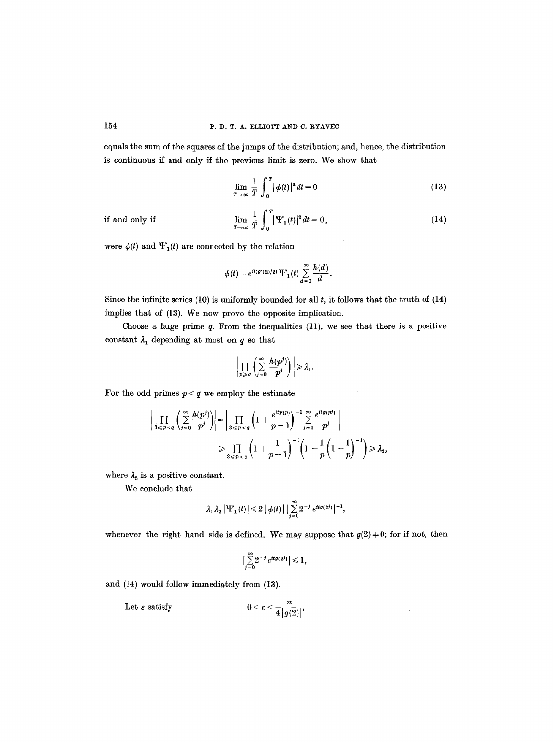equals the sum of the squares of the jumps of the distribution; and, hence, the distribution is continuous if and only if the previous limit is zero. We show that

$$\lim_{T\to\infty} \frac{1}{T}\int_0^T |\phi(t)|^2 dt = 0 \tag{13}$$

if and only if

$$\lim_{T\to\infty} \frac{1}{T}\int_0^T |\Psi_1(t)|^2 dt = 0, \tag{14}$$

were $\phi(t)$ and $\Psi_1(t)$ are connected by the relation

$$\phi(t) = e^{it(g'(2)/2)}\Psi_1(t)\sum_{d=1}^{\infty}\frac{h(d)}{d}.$$

Since the infinite series (10) is uniformly bounded for all $t$, it follows that the truth of (14) implies that of (13). We now prove the opposite implication.

Choose a large prime $q$. From the inequalities (11), we see that there is a positive constant $\lambda_1$ depending at most on $q$ so that

$$\left|\prod_{p\geqslant q}\left(\sum_{j=0}^{\infty}\frac{h(p^j)}{p^j}\right)\right| \geqslant \lambda_1.$$

For the odd primes $p < q$ we employ the estimate

$$\left|\prod_{3\leqslant p<q}\left(\sum_{j=0}^{\infty}\frac{h(p^j)}{p^j}\right)\right| = \left|\prod_{3\leqslant p<q}\left(1+\frac{e^{it\gamma(p)}}{p-1}\right)^{-1}\sum_{j=0}^{\infty}\frac{e^{itg(p^j)}}{p^j}\right|$$

$$\geqslant \prod_{3\leqslant p<q}\left(1+\frac{1}{p-1}\right)^{-1}\left(1-\frac{1}{p}\left(1-\frac{1}{p}\right)^{-1}\right) \geqslant \lambda_2,$$

where $\lambda_2$ is a positive constant.

We conclude that

$$\lambda_1\lambda_2|\Psi_1(t)| \leqslant 2\,|\phi(t)|\,\Big|\sum_{j=0}^{\infty}2^{-j}e^{itg(2^j)}\Big|^{-1},$$

whenever the right hand side is defined. We may suppose that $g(2) \neq 0$; for if not, then

$$\Big|\sum_{j=0}^{\infty}2^{-j}e^{itg(2^j)}\Big| \leqslant 1,$$

and (14) would follow immediately from (13).

Let $\varepsilon$ satisfy

$$0 < \varepsilon < \frac{\pi}{4|g(2)|},$$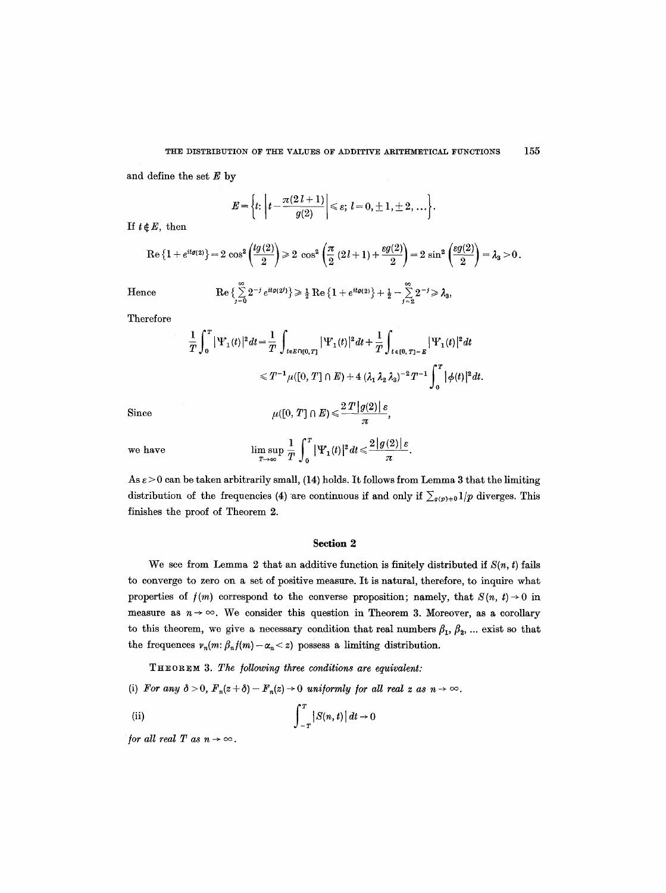and define the set $E$ by

$$E = \left\{ t: \left| t - \frac{\pi(2l+1)}{g(2)} \right| \leqslant \varepsilon;\ l = 0, \pm 1, \pm 2, \ldots \right\}.$$

If $t \notin E$, then

$$\operatorname{Re}\{1 + e^{itg(2)}\} = 2\cos^2\left(\frac{tg(2)}{2}\right) \geqslant 2\cos^2\left(\frac{\pi}{2}(2l+1) + \frac{\varepsilon g(2)}{2}\right) = 2\sin^2\left(\frac{\varepsilon g(2)}{2}\right) = \lambda_3 > 0.$$

Hence
$$\operatorname{Re}\left\{\sum_{j=0}^{\infty} 2^{-j} e^{itg(2^j)}\right\} \geqslant \tfrac{1}{2}\operatorname{Re}\{1 + e^{itg(2)}\} + \tfrac{1}{2} - \sum_{j=2}^{\infty} 2^{-j} \geqslant \lambda_3,$$

Therefore

$$\frac{1}{T}\int_0^T |\Psi_1(t)|^2 dt = \frac{1}{T}\int_{t \in E \cap [0,T]} |\Psi_1(t)|^2 dt + \frac{1}{T}\int_{t \in [0,T]-E} |\Psi_1(t)|^2 dt$$

$$\leqslant T^{-1}\mu([0,T] \cap E) + 4(\lambda_1 \lambda_2 \lambda_3)^{-2} T^{-1} \int_0^T |\phi(t)|^2 dt.$$

Since
$$\mu([0,T] \cap E) \leqslant \frac{2T|g(2)|\varepsilon}{\pi},$$

we have
$$\limsup_{T \to \infty} \frac{1}{T}\int_0^T |\Psi_1(t)|^2 dt \leqslant \frac{2|g(2)|\varepsilon}{\pi}.$$

As $\varepsilon > 0$ can be taken arbitrarily small, (14) holds. It follows from Lemma 3 that the limiting distribution of the frequencies (4) are continuous if and only if $\sum_{g(p) \neq 0} 1/p$ diverges. This finishes the proof of Theorem 2.

## Section 2

We see from Lemma 2 that an additive function is finitely distributed if $S(n, t)$ fails to converge to zero on a set of positive measure. It is natural, therefore, to inquire what properties of $f(m)$ correspond to the converse proposition; namely, that $S(n, t) \to 0$ in measure as $n \to \infty$. We consider this question in Theorem 3. Moreover, as a corollary to this theorem, we give a necessary condition that real numbers $\beta_1, \beta_2, \ldots$ exist so that the frequences $\nu_n(m: \beta_n f(m) - \alpha_n < z)$ possess a limiting distribution.

THEOREM 3. *The following three conditions are equivalent:*

(i) *For any $\delta > 0$, $F_n(z + \delta) - F_n(z) \to 0$ uniformly for all real $z$ as $n \to \infty$.*

(ii)
$$\int_{-T}^{T} |S(n, t)| \, dt \to 0$$

*for all real $T$ as $n \to \infty$.*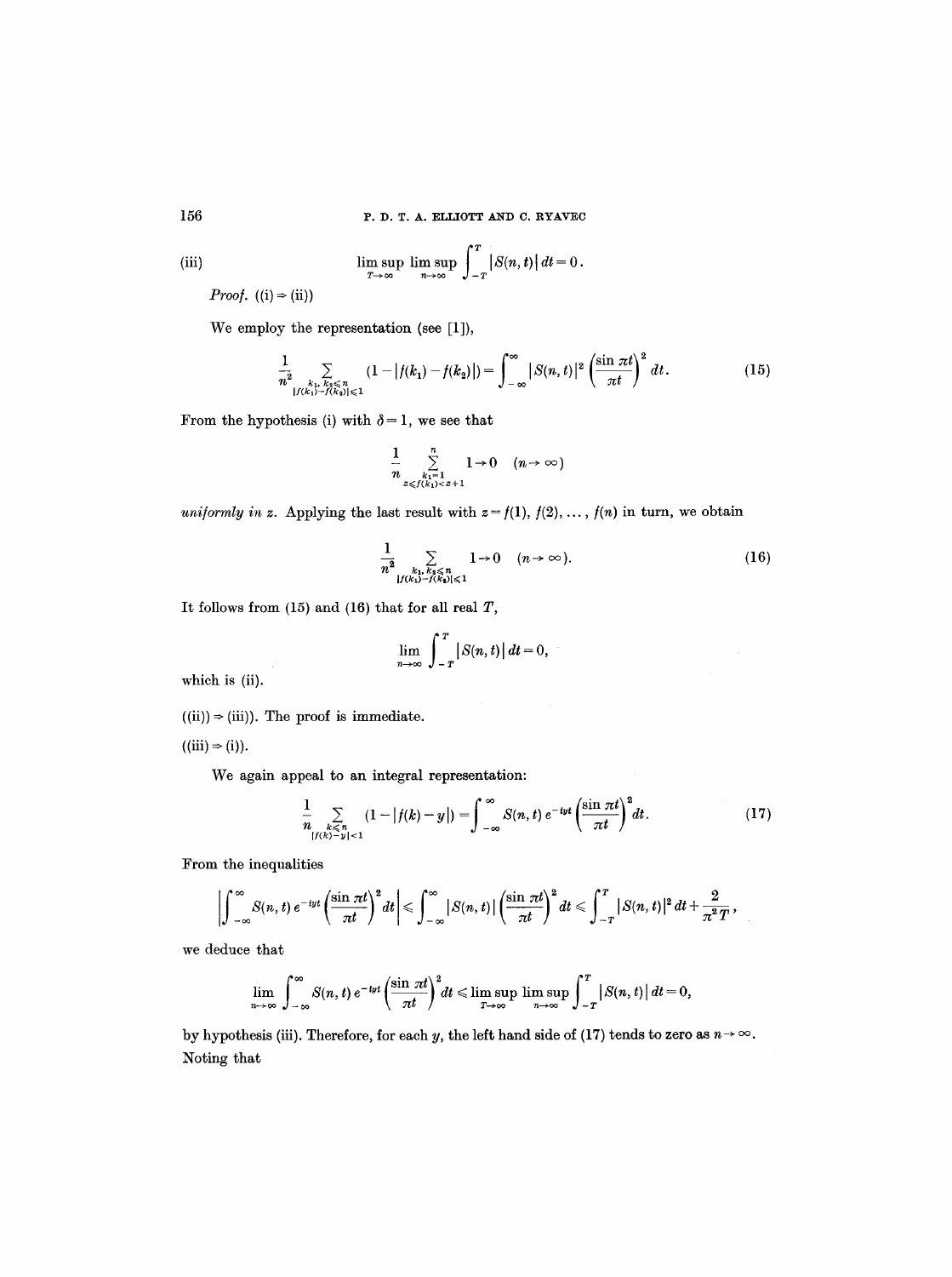(iii)
$$\limsup_{T\to\infty} \limsup_{n\to\infty} \int_{-T}^{T} |S(n,t)|\, dt = 0.$$

*Proof.* ((i) ⇒ (ii))

We employ the representation (see [1]),

$$\frac{1}{n^2} \sum_{\substack{k_1, k_2 \leq n \\ |f(k_1)-f(k_2)|\leq 1}} (1 - |f(k_1) - f(k_2)|) = \int_{-\infty}^{\infty} |S(n,t)|^2 \left(\frac{\sin \pi t}{\pi t}\right)^2 dt. \tag{15}$$

From the hypothesis (i) with $\delta = 1$, we see that

$$\frac{1}{n} \sum_{\substack{k_1=1 \\ z\leq f(k_1) < z+1}}^{n} 1 \to 0 \quad (n\to\infty)$$

*uniformly in* $z$. Applying the last result with $z = f(1), f(2), \ldots, f(n)$ in turn, we obtain

$$\frac{1}{n^2} \sum_{\substack{k_1, k_2 \leq n \\ |f(k_1)-f(k_2)|\leq 1}} 1 \to 0 \quad (n\to\infty). \tag{16}$$

It follows from (15) and (16) that for all real $T$,

$$\lim_{n\to\infty} \int_{-T}^{T} |S(n,t)|\, dt = 0,$$

which is (ii).

((ii)) ⇒ (iii)). The proof is immediate.

((iii) ⇒ (i)).

We again appeal to an integral representation:

$$\frac{1}{n} \sum_{\substack{k\leq n \\ |f(k)-y|<1}} (1 - |f(k) - y|) = \int_{-\infty}^{\infty} S(n,t)\, e^{-ity} \left(\frac{\sin \pi t}{\pi t}\right)^2 dt. \tag{17}$$

From the inequalities

$$\left| \int_{-\infty}^{\infty} S(n,t)\, e^{-ity} \left(\frac{\sin \pi t}{\pi t}\right)^2 dt \right| \leq \int_{-\infty}^{\infty} |S(n,t)| \left(\frac{\sin \pi t}{\pi t}\right)^2 dt \leq \int_{-T}^{T} |S(n,t)|^2\, dt + \frac{2}{\pi^2 T},$$

we deduce that

$$\lim_{n\to\infty} \int_{-\infty}^{\infty} S(n,t)\, e^{-ity} \left(\frac{\sin \pi t}{\pi t}\right)^2 dt \leq \limsup_{T\to\infty} \limsup_{n\to\infty} \int_{-T}^{T} |S(n,t)|\, dt = 0,$$

by hypothesis (iii). Therefore, for each $y$, the left hand side of (17) tends to zero as $n\to\infty$. Noting that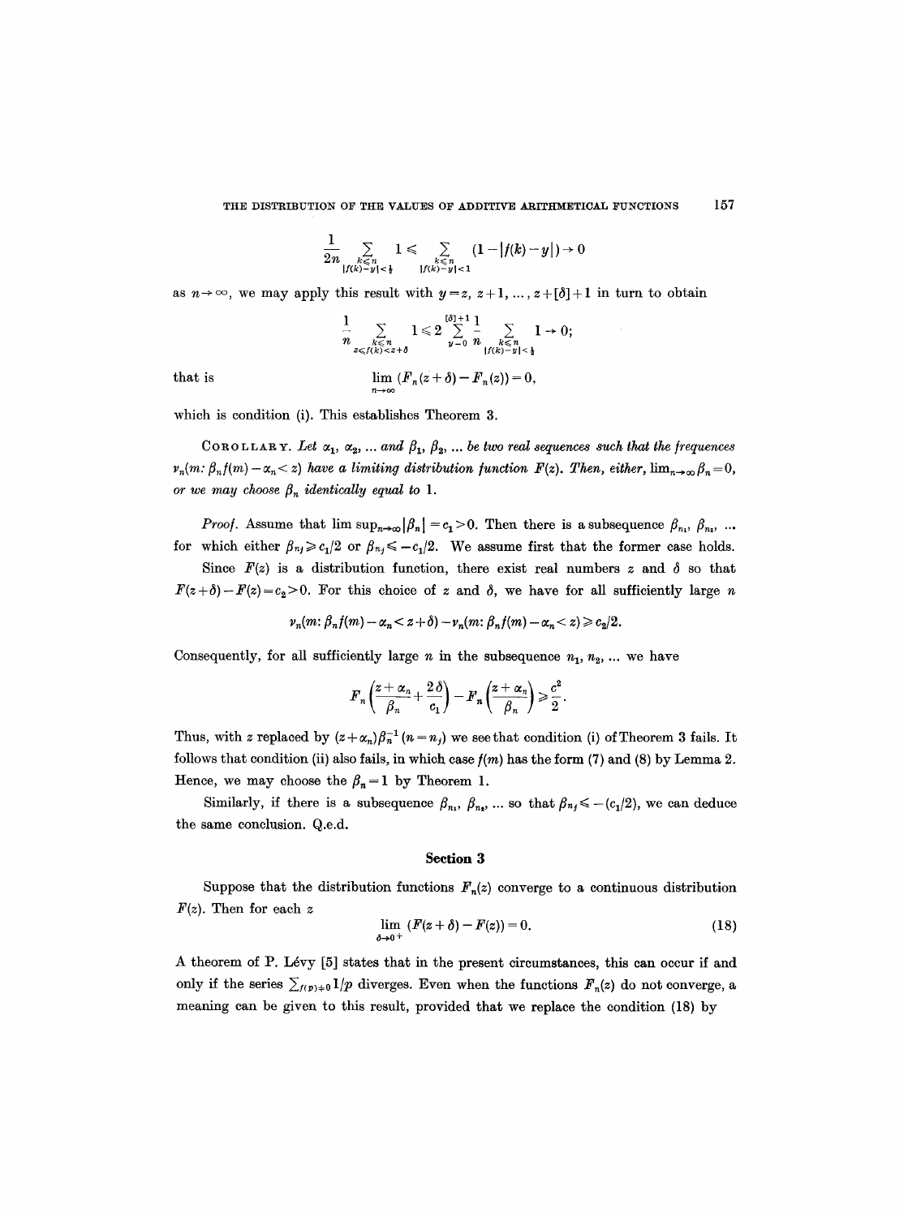$$\frac{1}{2n} \sum_{\substack{k \leqslant n \\ |f(k)-y| < \frac{1}{2}}} 1 \leqslant \sum_{\substack{k \leqslant n \\ |f(k)-y| < 1}} (1 - |f(k) - y|) \to 0$$

as $n \to \infty$, we may apply this result with $y = z, z+1, \ldots, z + [\delta] + 1$ in turn to obtain

$$\frac{1}{n} \sum_{\substack{k \leqslant n \\ z \leqslant f(k) < z+\delta}} 1 \leqslant 2 \sum_{y=0}^{[\delta]+1} \frac{1}{n} \sum_{\substack{k \leqslant n \\ |f(k)-y| < \frac{1}{2}}} 1 \to 0;$$

that is

$$\lim_{n \to \infty} (F_n(z+\delta) - F_n(z)) = 0,$$

which is condition (i). This establishes Theorem 3.

COROLLARY. *Let $\alpha_1, \alpha_2, \ldots$ and $\beta_1, \beta_2, \ldots$ be two real sequences such that the frequences $\nu_n(m: \beta_n f(m) - \alpha_n < z)$ have a limiting distribution function $F(z)$. Then, either, $\lim_{n\to\infty} \beta_n = 0$, or we may choose $\beta_n$ identically equal to 1.*

*Proof.* Assume that $\limsup_{n\to\infty} |\beta_n| = c_1 > 0$. Then there is a subsequence $\beta_{n_1}, \beta_{n_2}, \ldots$ for which either $\beta_{n_j} \geqslant c_1/2$ or $\beta_{n_j} \leqslant -c_1/2$. We assume first that the former case holds.

Since $F(z)$ is a distribution function, there exist real numbers $z$ and $\delta$ so that $F(z+\delta) - F(z) = c_2 > 0$. For this choice of $z$ and $\delta$, we have for all sufficiently large $n$

$$\nu_n(m: \beta_n f(m) - \alpha_n < z + \delta) - \nu_n(m: \beta_n f(m) - \alpha_n < z) \geqslant c_2/2.$$

Consequently, for all sufficiently large $n$ in the subsequence $n_1, n_2, \ldots$ we have

$$F_n\left(\frac{z+\alpha_n}{\beta_n} + \frac{2\delta}{c_1}\right) - F_n\left(\frac{z+\alpha_n}{\beta_n}\right) \geqslant \frac{c^2}{2}.$$

Thus, with $z$ replaced by $(z+\alpha_n)\beta_n^{-1}$ $(n = n_j)$ we see that condition (i) of Theorem 3 fails. It follows that condition (ii) also fails, in which case $f(m)$ has the form (7) and (8) by Lemma 2. Hence, we may choose the $\beta_n = 1$ by Theorem 1.

Similarly, if there is a subsequence $\beta_{n_1}, \beta_{n_2}, \ldots$ so that $\beta_{n_j} \leqslant -(c_1/2)$, we can deduce the same conclusion. Q.e.d.

## Section 3

Suppose that the distribution functions $F_n(z)$ converge to a continuous distribution $F(z)$. Then for each $z$

$$\lim_{\delta \to 0^+} (F(z+\delta) - F(z)) = 0. \tag{18}$$

A theorem of P. Lévy [5] states that in the present circumstances, this can occur if and only if the series $\sum_{f(p)\neq 0} 1/p$ diverges. Even when the functions $F_n(z)$ do not converge, a meaning can be given to this result, provided that we replace the condition (18) by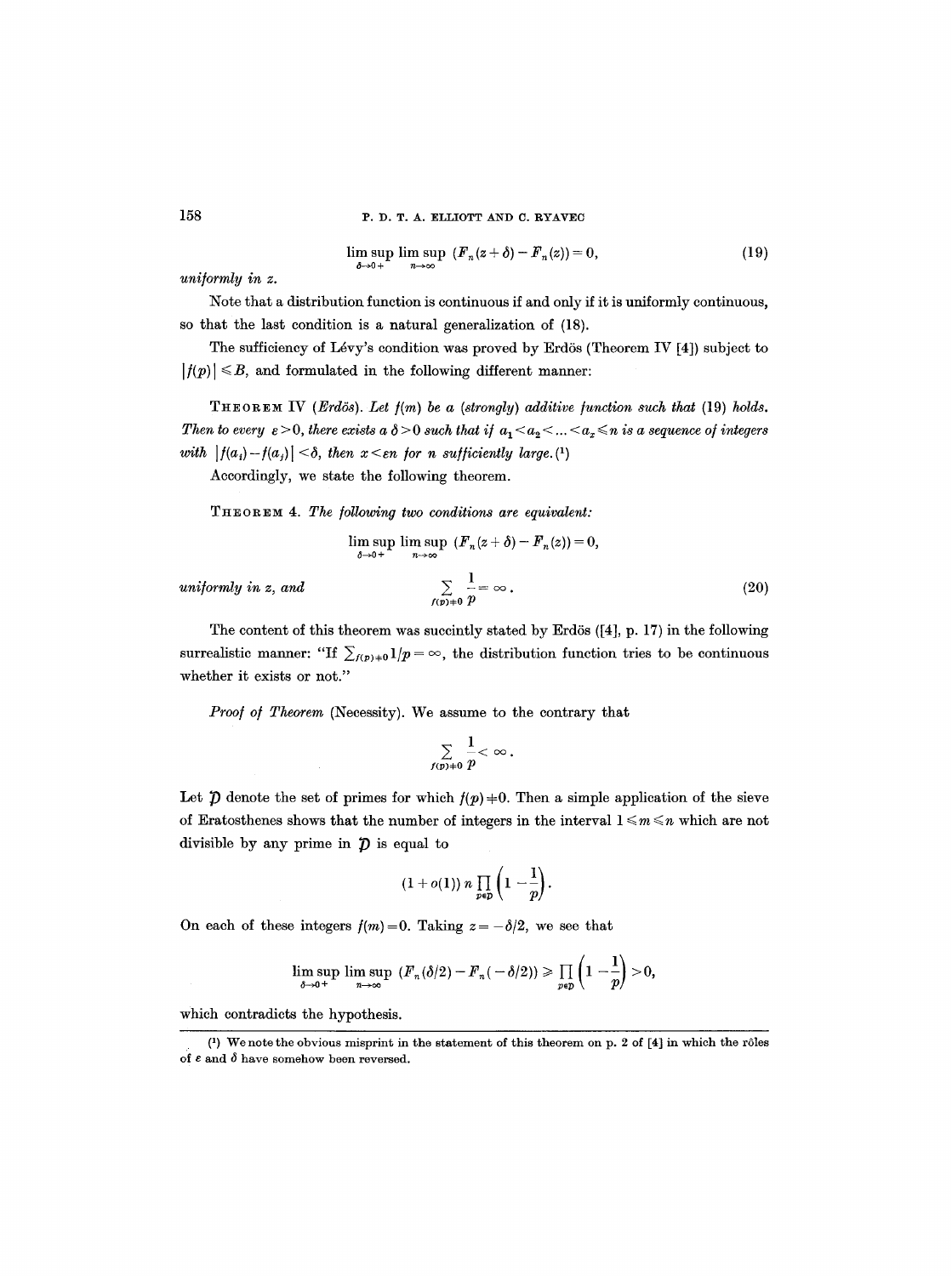$$\limsup_{\delta \to 0+} \limsup_{n \to \infty} (F_n(z+\delta) - F_n(z)) = 0, \tag{19}$$

*uniformly in z.*

Note that a distribution function is continuous if and only if it is uniformly continuous, so that the last condition is a natural generalization of (18).

The sufficiency of Lévy's condition was proved by Erdös (Theorem IV [4]) subject to $|f(p)| \leq B$, and formulated in the following different manner:

THEOREM IV (*Erdös*). *Let $f(m)$ be a (strongly) additive function such that (19) holds. Then to every $\varepsilon > 0$, there exists a $\delta > 0$ such that if $a_1 < a_2 < \ldots < a_x \leq n$ is a sequence of integers with $|f(a_i) - f(a_j)| < \delta$, then $x < \varepsilon n$ for $n$ sufficiently large.* (1)

Accordingly, we state the following theorem.

THEOREM 4. *The following two conditions are equivalent:*

$$\limsup_{\delta \to 0+} \limsup_{n \to \infty} (F_n(z+\delta) - F_n(z)) = 0,$$

*uniformly in z, and*

$$\sum_{f(p) \neq 0} \frac{1}{p} = \infty. \tag{20}$$

The content of this theorem was succintly stated by Erdös ([4], p. 17) in the following surrealistic manner: "If $\sum_{f(p) \neq 0} 1/p = \infty$, the distribution function tries to be continuous whether it exists or not."

*Proof of Theorem* (Necessity). We assume to the contrary that

$$\sum_{f(p) \neq 0} \frac{1}{p} < \infty.$$

Let $\mathcal{D}$ denote the set of primes for which $f(p) \neq 0$. Then a simple application of the sieve of Eratosthenes shows that the number of integers in the interval $1 \leq m \leq n$ which are not divisible by any prime in $\mathcal{D}$ is equal to

$$(1 + o(1)) \, n \prod_{p \in \mathcal{D}} \left(1 - \frac{1}{p}\right).$$

On each of these integers $f(m) = 0$. Taking $z = -\delta/2$, we see that

$$\limsup_{\delta \to 0+} \limsup_{n \to \infty} (F_n(\delta/2) - F_n(-\delta/2)) \geq \prod_{p \in \mathcal{D}} \left(1 - \frac{1}{p}\right) > 0,$$

which contradicts the hypothesis.

(1) We note the obvious misprint in the statement of this theorem on p. 2 of [4] in which the rôles of $\varepsilon$ and $\delta$ have somehow been reversed.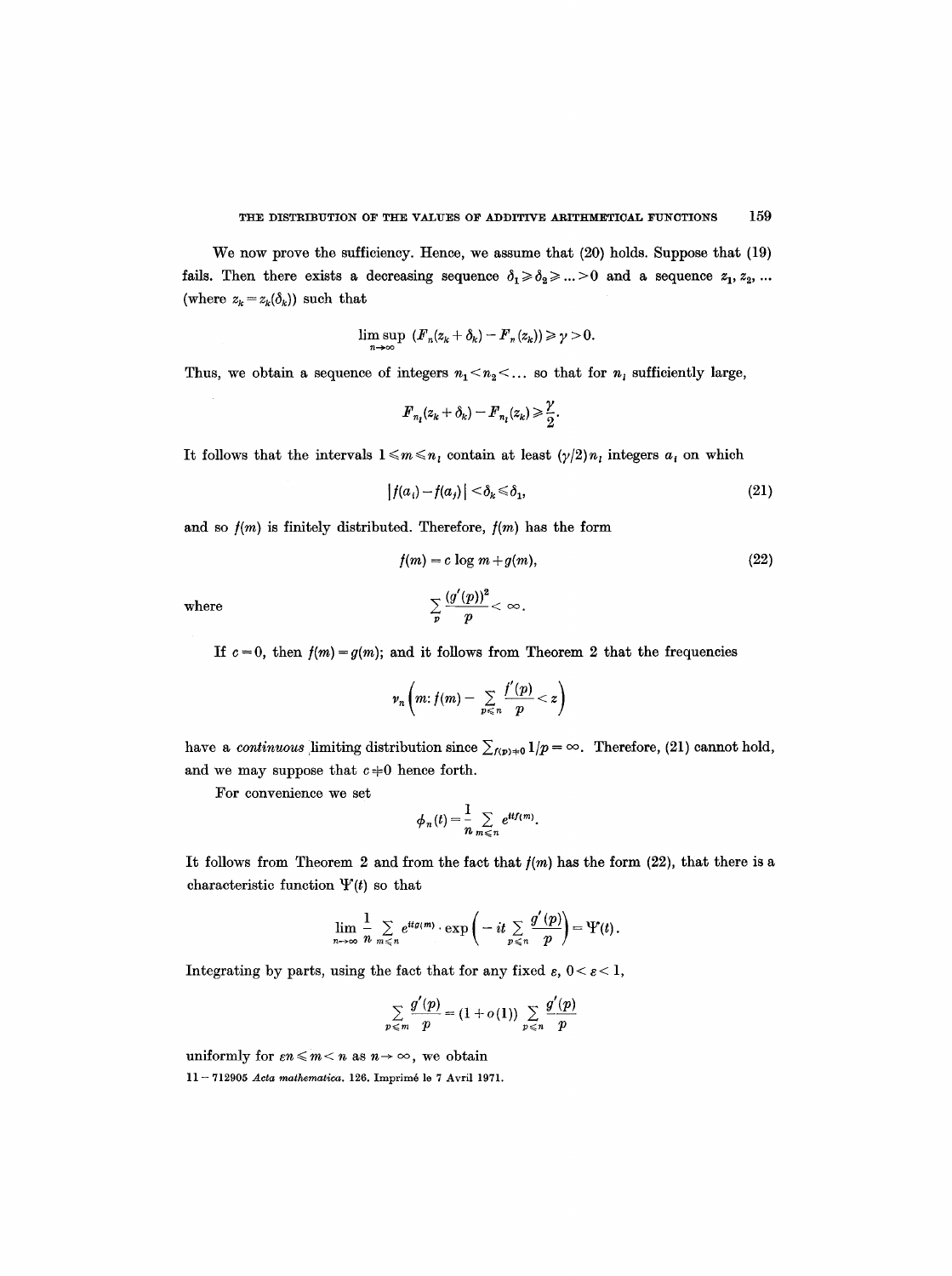We now prove the sufficiency. Hence, we assume that (20) holds. Suppose that (19) fails. Then there exists a decreasing sequence $\delta_1 \geqslant \delta_2 \geqslant \ldots > 0$ and a sequence $z_1, z_2, \ldots$ (where $z_k = z_k(\delta_k)$) such that

$$\limsup_{n\to\infty} \left(F_n(z_k+\delta_k) - F_n(z_k)\right) \geqslant \gamma > 0.$$

Thus, we obtain a sequence of integers $n_1 < n_2 < \ldots$ so that for $n_l$ sufficiently large,

$$F_{n_l}(z_k+\delta_k) - F_{n_l}(z_k) \geqslant \frac{\gamma}{2}.$$

It follows that the intervals $1 \leqslant m \leqslant n_l$ contain at least $(\gamma/2)n_l$ integers $a_i$ on which

$$|f(a_i) - f(a_j)| < \delta_k \leqslant \delta_1, \tag{21}$$

and so $f(m)$ is finitely distributed. Therefore, $f(m)$ has the form

$$f(m) = c \log m + g(m), \tag{22}$$

where

$$\sum_p \frac{(g'(p))^2}{p} < \infty.$$

If $c=0$, then $f(m)=g(m)$; and it follows from Theorem 2 that the frequencies

$$\nu_n\left(m: f(m) - \sum_{p\leqslant n} \frac{f'(p)}{p} < z\right)$$

have a *continuous* limiting distribution since $\sum_{f(p)\neq 0} 1/p = \infty$. Therefore, (21) cannot hold, and we may suppose that $c \neq 0$ hence forth.

For convenience we set

$$\phi_n(t) = \frac{1}{n}\sum_{m\leqslant n} e^{itf(m)}.$$

It follows from Theorem 2 and from the fact that $f(m)$ has the form (22), that there is a characteristic function $\Psi(t)$ so that

$$\lim_{n\to\infty} \frac{1}{n}\sum_{m\leqslant n} e^{itg(m)} \cdot \exp\left(-it\sum_{p\leqslant n}\frac{g'(p)}{p}\right) = \Psi(t).$$

Integrating by parts, using the fact that for any fixed $\varepsilon$, $0<\varepsilon<1$,

$$\sum_{p\leqslant m} \frac{g'(p)}{p} = (1+o(1))\sum_{p\leqslant n}\frac{g'(p)}{p}$$

uniformly for $\varepsilon n \leqslant m < n$ as $n\to\infty$, we obtain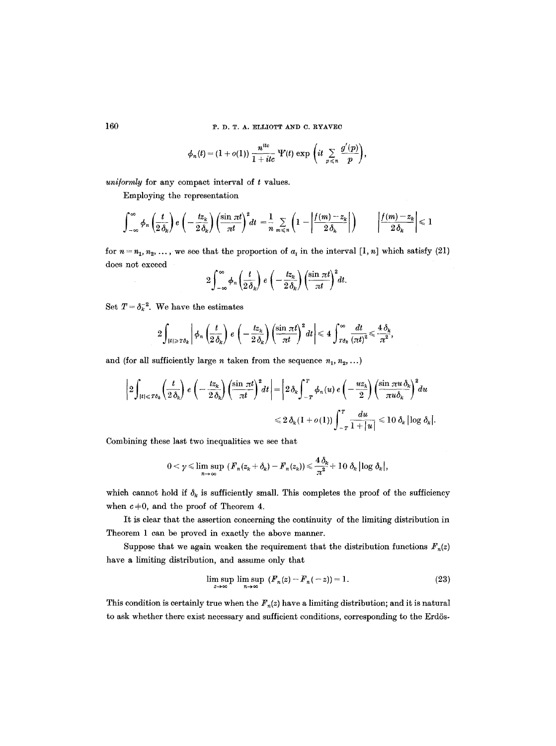$$\phi_n(t) = (1+o(1))\frac{n^{itc}}{1+itc}\Psi(t)\exp\left(it\sum_{p\leqslant n}\frac{g'(p)}{p}\right),$$

*uniformly* for any compact interval of $t$ values.

Employing the representation

$$\int_{-\infty}^{\infty}\phi_n\left(\frac{t}{2\delta_k}\right)e\left(-\frac{tz_k}{2\delta_k}\right)\left(\frac{\sin \pi t}{\pi t}\right)^2 dt = \frac{1}{n}\sum_{m\leqslant n}\left(1-\left|\frac{f(m)-z_k}{2\delta_k}\right|\right) \qquad \left|\frac{f(m)-z_k}{2\delta_k}\right|\leqslant 1$$

for $n = n_1, n_2, \ldots$, we see that the proportion of $a_i$ in the interval $[1, n]$ which satisfy (21) does not exceed

$$2\int_{-\infty}^{\infty}\phi_n\left(\frac{t}{2\delta_k}\right)e\left(-\frac{tz_k}{2\delta_k}\right)\left(\frac{\sin \pi t}{\pi t}\right)^2 dt.$$

Set $T = \delta_k^{-2}$. We have the estimates

$$2\int_{|t|\geqslant T\delta_k}\left|\phi_n\left(\frac{t}{2\delta_k}\right)e\left(-\frac{tz_k}{2\delta_k}\right)\left(\frac{\sin \pi t}{\pi t}\right)^2 dt\right| \leqslant 4\int_{T\delta_k}^{\infty}\frac{dt}{(\pi t)^2}\leqslant\frac{4\delta_k}{\pi^2},$$

and (for all sufficiently large $n$ taken from the sequence $n_1, n_2, \ldots$)

$$\left|2\int_{|t|\leqslant T\delta_k}\phi_n\left(\frac{t}{2\delta_k}\right)e\left(-\frac{tz_k}{2\delta_k}\right)\left(\frac{\sin \pi t}{\pi t}\right)^2 dt\right| = \left|2\delta_k\int_{-T}^{T}\phi_n(u)\,e\left(-\frac{uz_k}{2}\right)\left(\frac{\sin \pi u\delta_k}{\pi u\delta_k}\right)^2 du\right|$$

$$\leqslant 2\delta_k(1+o(1))\int_{-T}^{T}\frac{du}{1+|u|}\leqslant 10\,\delta_k\,|\log \delta_k|.$$

Combining these last two inequalities we see that

$$0<\gamma\leqslant\limsup_{n\to\infty}\,(F_n(z_k+\delta_k)-F_n(z_k))\leqslant\frac{4\delta_k}{\pi^2}+10\,\delta_k\,|\log\delta_k|,$$

which cannot hold if $\delta_k$ is sufficiently small. This completes the proof of the sufficiency when $c\neq 0$, and the proof of Theorem 4.

It is clear that the assertion concerning the continuity of the limiting distribution in Theorem 1 can be proved in exactly the above manner.

Suppose that we again weaken the requirement that the distribution functions $F_n(z)$ have a limiting distribution, and assume only that

$$\limsup_{z\to\infty}\,\limsup_{n\to\infty}\,(F_n(z)-F_n(-z)) = 1. \tag{23}$$

This condition is certainly true when the $F_n(z)$ have a limiting distribution; and it is natural to ask whether there exist necessary and sufficient conditions, corresponding to the Erdös-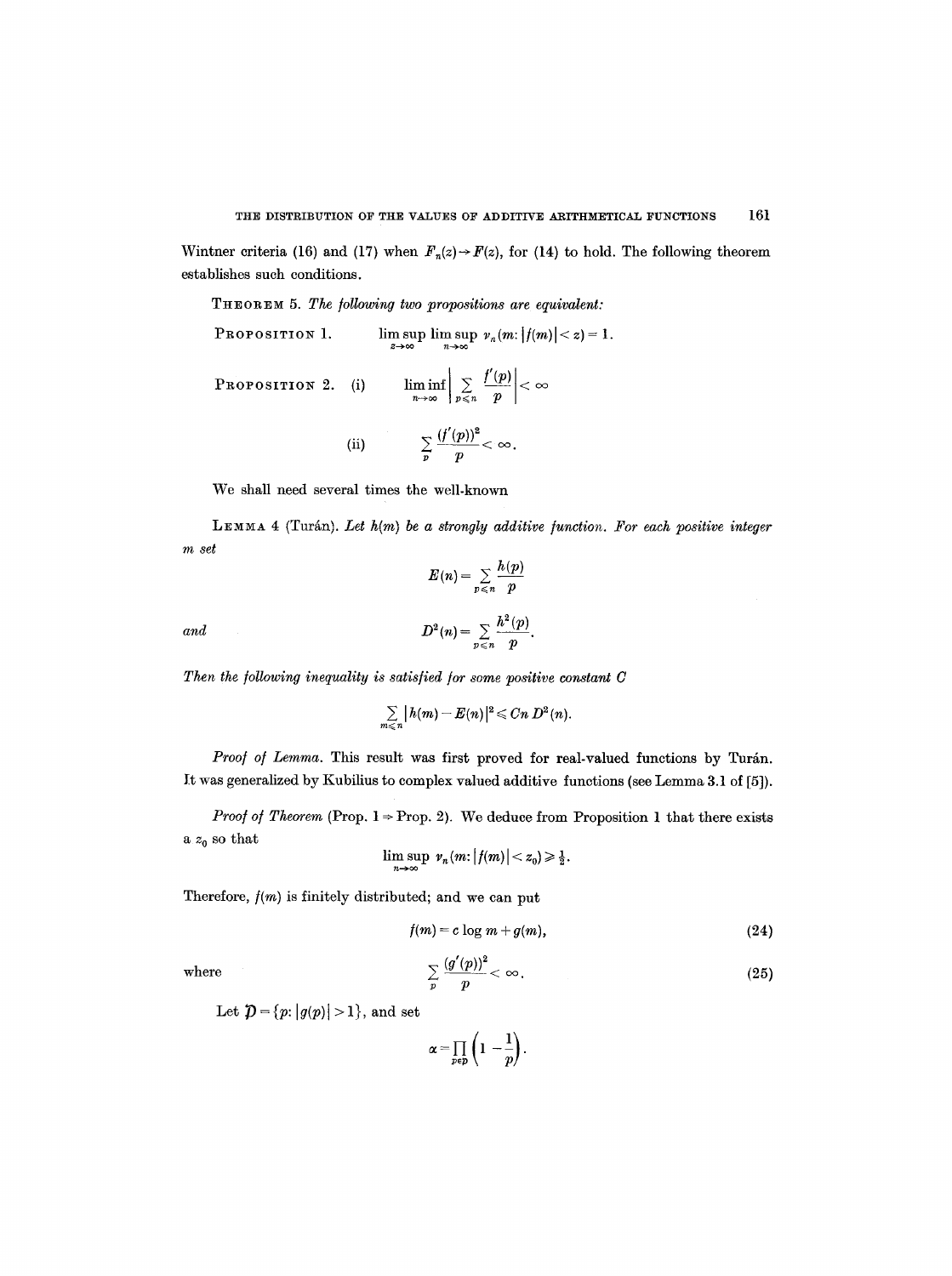Wintner criteria (16) and (17) when $F_n(z) \to F(z)$, for (14) to hold. The following theorem establishes such conditions.

THEOREM 5. *The following two propositions are equivalent:*

PROPOSITION 1.
$$\limsup_{z\to\infty} \limsup_{n\to\infty} \nu_n(m: |f(m)| < z) = 1.$$

PROPOSITION 2. (i)
$$\liminf_{n\to\infty} \left| \sum_{p \leqslant n} \frac{f'(p)}{p} \right| < \infty$$

(ii)
$$\sum_p \frac{(f'(p))^2}{p} < \infty.$$

We shall need several times the well-known

LEMMA 4 (Turán). *Let $h(m)$ be a strongly additive function. For each positive integer $m$ set*

$$E(n) = \sum_{p \leqslant n} \frac{h(p)}{p}$$

*and*

$$D^2(n) = \sum_{p \leqslant n} \frac{h^2(p)}{p}.$$

*Then the following inequality is satisfied for some positive constant $C$*

$$\sum_{m \leqslant n} |h(m) - E(n)|^2 \leqslant Cn\, D^2(n).$$

*Proof of Lemma.* This result was first proved for real-valued functions by Turán. It was generalized by Kubilius to complex valued additive functions (see Lemma 3.1 of [5]).

*Proof of Theorem* (Prop. 1 $\Rightarrow$ Prop. 2). We deduce from Proposition 1 that there exists a $z_0$ so that

$$\limsup_{n\to\infty} \nu_n(m: |f(m)| < z_0) \geqslant \tfrac{1}{2}.$$

Therefore, $f(m)$ is finitely distributed; and we can put

$$f(m) = c \log m + g(m), \tag{24}$$

where

$$\sum_p \frac{(g'(p))^2}{p} < \infty. \tag{25}$$

Let $\mathfrak{P} = \{p: |g(p)| > 1\}$, and set

$$\alpha = \prod_{p \in \mathfrak{P}} \left(1 - \frac{1}{p}\right).$$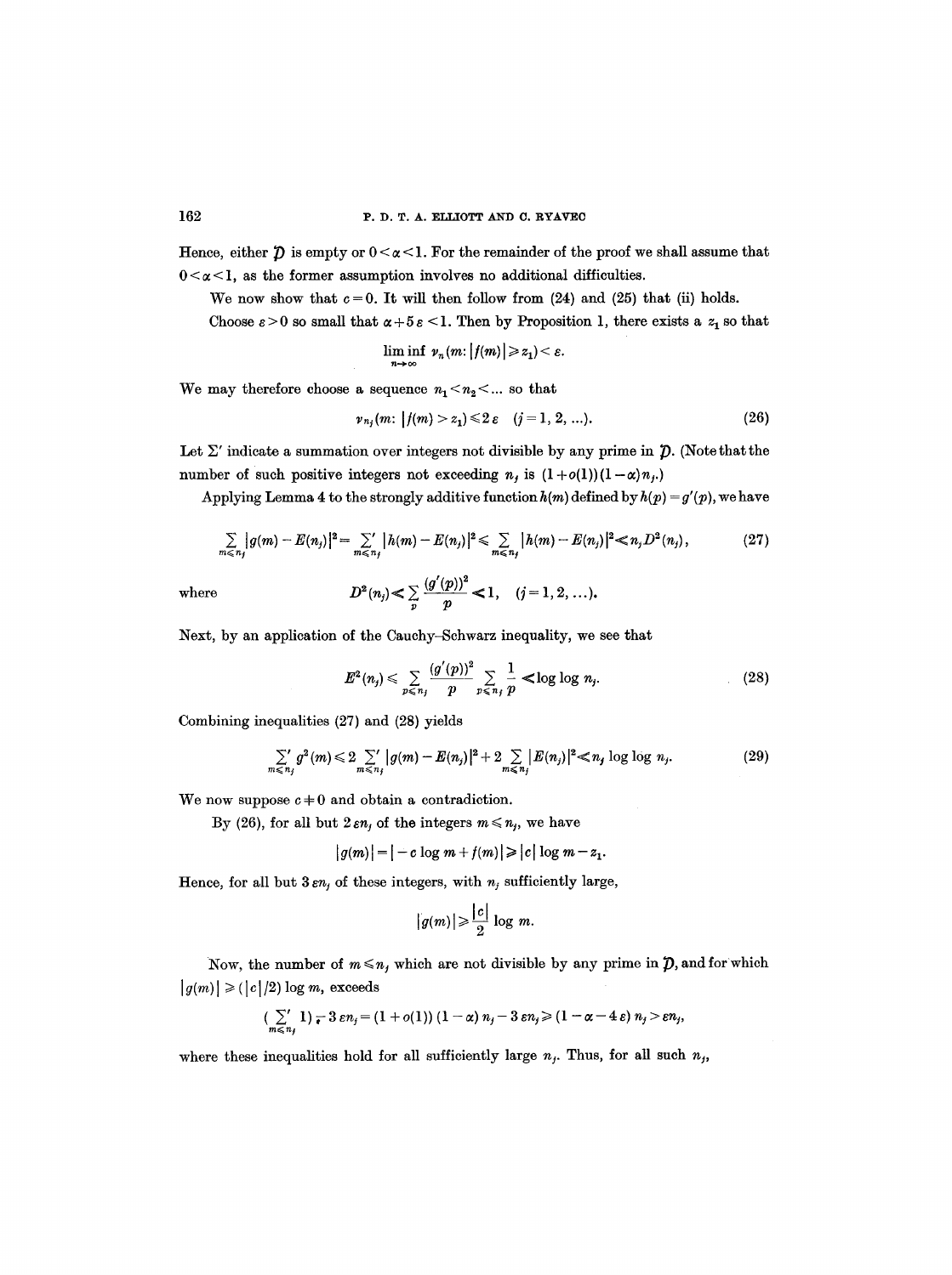Hence, either $\mathcal{D}$ is empty or $0<\alpha<1$. For the remainder of the proof we shall assume that $0<\alpha<1$, as the former assumption involves no additional difficulties.

We now show that $c=0$. It will then follow from (24) and (25) that (ii) holds.

Choose $\varepsilon>0$ so small that $\alpha+5\varepsilon<1$. Then by Proposition 1, there exists a $z_1$ so that

$$\liminf_{n\to\infty} \nu_n(m: |f(m)|\geqslant z_1)<\varepsilon.$$

We may therefore choose a sequence $n_1<n_2<\ldots$ so that

$$\nu_{n_j}(m: |f(m)>z_1)\leqslant 2\varepsilon \quad (j=1,2,\ldots). \tag{26}$$

Let $\Sigma'$ indicate a summation over integers not divisible by any prime in $\mathcal{D}$. (Note that the number of such positive integers not exceeding $n_j$ is $(1+o(1))(1-\alpha)n_j$.)

Applying Lemma 4 to the strongly additive function $h(m)$ defined by $h(p)=g'(p)$, we have

$$\sum_{m\leqslant n_j} |g(m)-E(n_j)|^2 = \sum_{m\leqslant n_j}{}' |h(m)-E(n_j)|^2 \leqslant \sum_{m\leqslant n_j} |h(m)-E(n_j)|^2 \ll n_j D^2(n_j), \tag{27}$$

where

$$D^2(n_j)\ll \sum_p \frac{(g'(p))^2}{p}\ll 1, \quad (j=1,2,\ldots).$$

Next, by an application of the Cauchy–Schwarz inequality, we see that

$$E^2(n_j)\leqslant \sum_{p\leqslant n_j}\frac{(g'(p))^2}{p}\sum_{p\leqslant n_j}\frac{1}{p}\ll \log\log n_j. \tag{28}$$

Combining inequalities (27) and (28) yields

$$\sum_{m\leqslant n_j}{}' g^2(m)\leqslant 2\sum_{m\leqslant n_j}{}' |g(m)-E(n_j)|^2+2\sum_{m\leqslant n_j}|E(n_j)|^2\ll n_j\log\log n_j. \tag{29}$$

We now suppose $c\neq 0$ and obtain a contradiction.

By (26), for all but $2\varepsilon n_j$ of the integers $m\leqslant n_j$, we have

$$|g(m)|=|-c\log m+f(m)|\geqslant |c|\log m - z_1.$$

Hence, for all but $3\varepsilon n_j$ of these integers, with $n_j$ sufficiently large,

$$|g(m)|\geqslant \frac{|c|}{2}\log m.$$

Now, the number of $m\leqslant n_j$ which are not divisible by any prime in $\mathcal{D}$, and for which $|g(m)|\geqslant (|c|/2)\log m$, exceeds

$$\Big(\sum_{m\leqslant n_j}{}' 1\Big) - 3\varepsilon n_j = (1+o(1))(1-\alpha)n_j - 3\varepsilon n_j \geqslant (1-\alpha-4\varepsilon)n_j > \varepsilon n_j,$$

where these inequalities hold for all sufficiently large $n_j$. Thus, for all such $n_j$,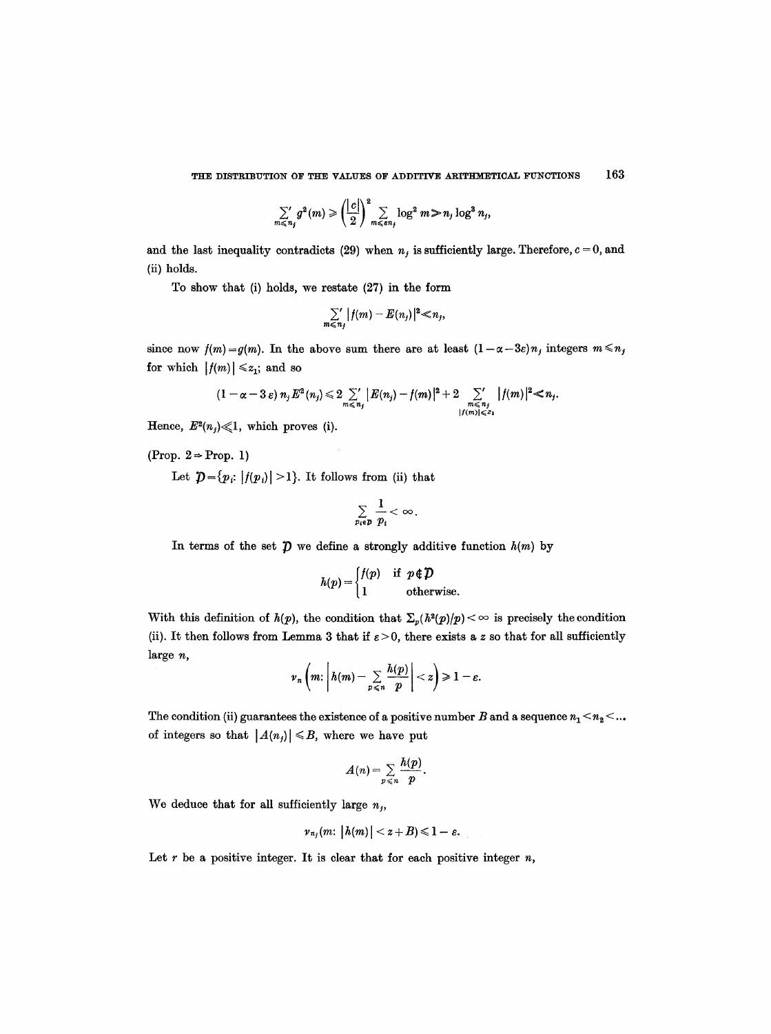$$\sum_{m\leqslant n_j}' g^2(m) \geqslant \left(\frac{|c|}{2}\right)^2 \sum_{m\leqslant \varepsilon n_j} \log^2 m \gg n_j \log^3 n_j,$$

and the last inequality contradicts (29) when $n_j$ is sufficiently large. Therefore, $c=0$, and (ii) holds.

To show that (i) holds, we restate (27) in the form

$$\sum_{m\leqslant n_j}' |f(m) - E(n_j)|^2 \ll n_j,$$

since now $f(m) = g(m)$. In the above sum there are at least $(1-\alpha-3\varepsilon)n_j$ integers $m \leqslant n_j$ for which $|f(m)| \leqslant z_1$; and so

$$(1-\alpha-3\,\varepsilon)\, n_j E^2(n_j) \leqslant 2 \sum_{m\leqslant n_j}' |E(n_j) - f(m)|^2 + 2 \sum_{\substack{m\leqslant n_j \\ |f(m)|\leqslant z_1}}' |f(m)|^2 \ll n_j.$$

Hence, $E^2(n_j) \ll 1$, which proves (i).

(Prop. 2 $\Rightarrow$ Prop. 1)

Let $\mathcal{D} = \{p_i\colon |f(p_i)| > 1\}$. It follows from (ii) that

$$\sum_{p_i \in \mathcal{D}} \frac{1}{p_i} < \infty.$$

In terms of the set $\mathcal{D}$ we define a strongly additive function $h(m)$ by

$$h(p) = \begin{cases} f(p) & \text{if } p \notin \mathcal{D} \\ 1 & \text{otherwise.} \end{cases}$$

With this definition of $h(p)$, the condition that $\sum_p (h^2(p)/p) < \infty$ is precisely the condition (ii). It then follows from Lemma 3 that if $\varepsilon > 0$, there exists a $z$ so that for all sufficiently large $n$,

$$\nu_n\left(m\colon \left| h(m) - \sum_{p\leqslant n} \frac{h(p)}{p} \right| < z\right) \geqslant 1 - \varepsilon.$$

The condition (ii) guarantees the existence of a positive number $B$ and a sequence $n_1 < n_2 < \ldots$ of integers so that $|A(n_j)| \leqslant B$, where we have put

$$A(n) = \sum_{p\leqslant n} \frac{h(p)}{p}.$$

We deduce that for all sufficiently large $n_j$,

$$\nu_{n_j}(m\colon |h(m)| < z + B) \leqslant 1 - \varepsilon.$$

Let $r$ be a positive integer. It is clear that for each positive integer $n$,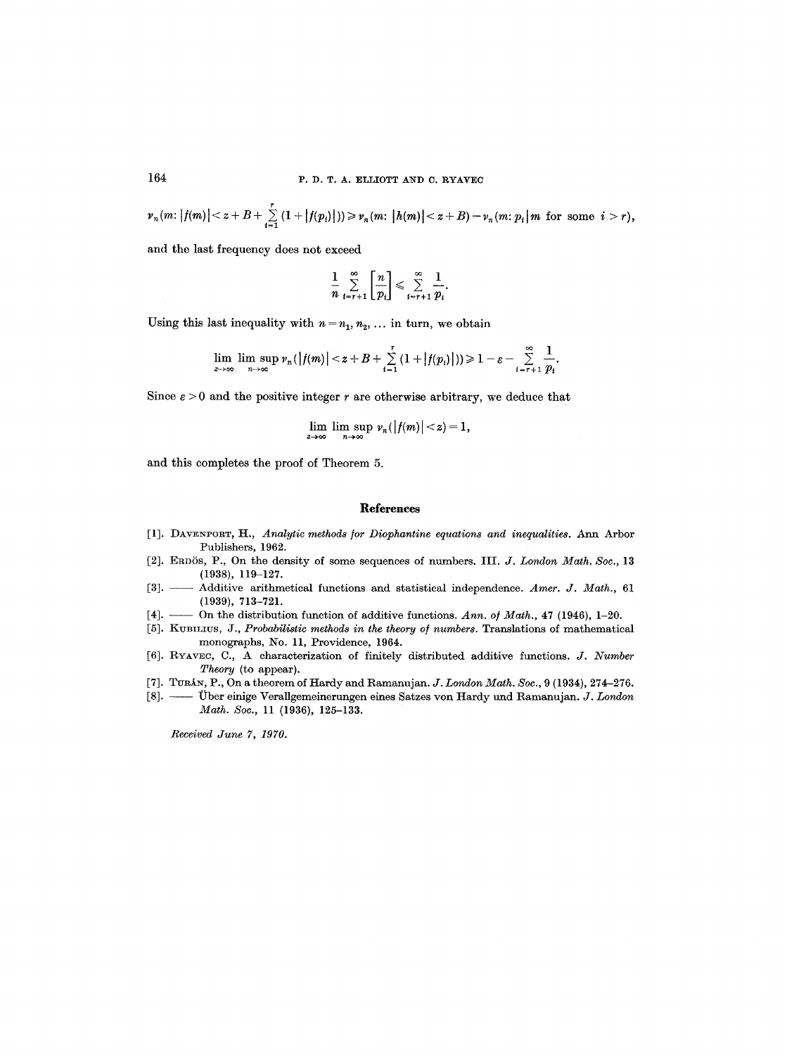$$\nu_n(m: |f(m)| < z + B + \sum_{i=1}^{r} (1 + |f(p_i)|)) \geqslant \nu_n(m: |h(m)| < z + B) - \nu_n(m: p_i | m \text{ for some } i > r),$$

and the last frequency does not exceed

$$\frac{1}{n} \sum_{i=r+1}^{\infty} \left[\frac{n}{p_i}\right] \leqslant \sum_{i=r+1}^{\infty} \frac{1}{p_i}.$$

Using this last inequality with $n = n_1, n_2, \ldots$ in turn, we obtain

$$\lim_{z\to\infty} \limsup_{n\to\infty} \nu_n(|f(m)| < z + B + \sum_{i=1}^{r} (1 + |f(p_i)|)) \geqslant 1 - \varepsilon - \sum_{i=r+1}^{\infty} \frac{1}{p_i}.$$

Since $\varepsilon > 0$ and the positive integer $r$ are otherwise arbitrary, we deduce that

$$\lim_{z\to\infty} \limsup_{n\to\infty} \nu_n(|f(m)| < z) = 1,$$

and this completes the proof of Theorem 5.

## References

[1]. DAVENPORT, H., *Analytic methods for Diophantine equations and inequalities.* Ann Arbor Publishers, 1962.

[2]. ERDÖS, P., On the density of some sequences of numbers. III. *J. London Math. Soc.*, 13 (1938), 119–127.

[3]. —— Additive arithmetical functions and statistical independence. *Amer. J. Math.*, 61 (1939), 713–721.

[4]. —— On the distribution function of additive functions. *Ann. of Math.*, 47 (1946), 1–20.

[5]. KUBILIUS, J., *Probabilistic methods in the theory of numbers.* Translations of mathematical monographs, No. 11, Providence, 1964.

[6]. RYAVEC, C., A characterization of finitely distributed additive functions. *J. Number Theory* (to appear).

[7]. TURÁN, P., On a theorem of Hardy and Ramanujan. *J. London Math. Soc.*, 9 (1934), 274–276.

[8]. —— Über einige Verallgemeinerungen eines Satzes von Hardy und Ramanujan. *J. London Math. Soc.*, 11 (1936), 125–133.

*Received June 7, 1970.*